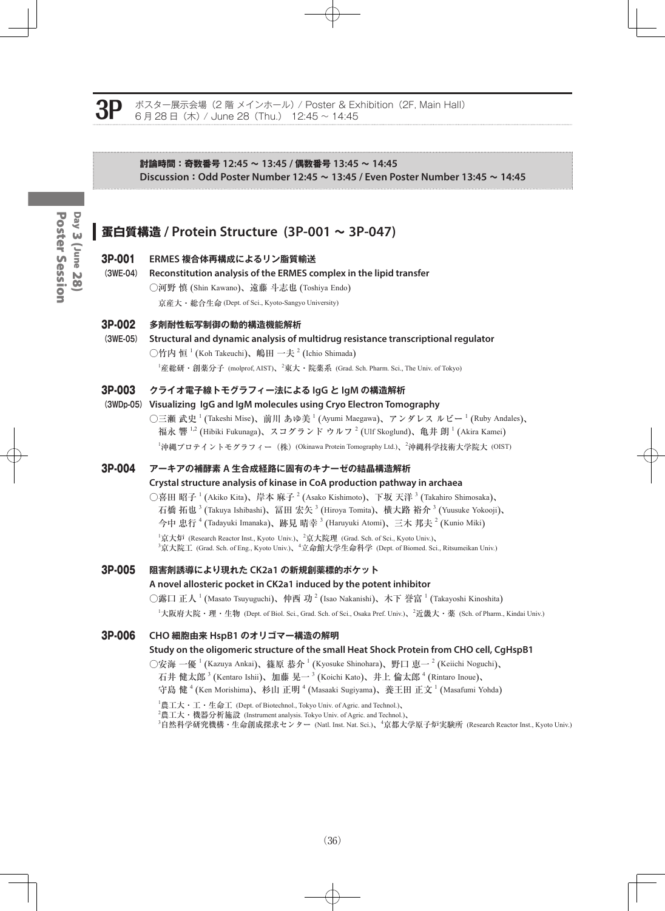# 3P

ポスター展示会場（2 階 メインホール）/ Poster & Exhibition（2F, Main Hall）
6 月 28 日（木）/ June 28（Thu.） 12:45 ～ 14:45

**討論時間：奇数番号 12:45 ～ 13:45 / 偶数番号 13:45 ～ 14:45**
**Discussion：Odd Poster Number 12:45 ～ 13:45 / Even Poster Number 13:45 ～ 14:45**

## 蛋白質構造 / Protein Structure（3P-001 ～ 3P-047）

### 3P-001（3WE-04）
**ERMES 複合体再構成によるリン脂質輸送**
**Reconstitution analysis of the ERMES complex in the lipid transfer**

○河野 慎 (Shin Kawano)、遠藤 斗志也 (Toshiya Endo)

京産大・総合生命 (Dept. of Sci., Kyoto-Sangyo University)

### 3P-002（3WE-05）
**多剤耐性転写制御の動的構造機能解析**
**Structural and dynamic analysis of multidrug resistance transcriptional regulator**

○竹内 恒 [1] (Koh Takeuchi)、嶋田 一夫 [2] (Ichio Shimada)

[1]産総研・創薬分子 (molprof, AIST)、[2]東大・院薬系 (Grad. Sch. Pharm. Sci., The Univ. of Tokyo)

### 3P-003（3WDp-05）
**クライオ電子線トモグラフィー法による IgG と IgM の構造解析**
**Visualizing IgG and IgM molecules using Cryo Electron Tomography**

○三瀬 武史 [1] (Takeshi Mise)、前川 あゆ美 [1] (Ayumi Maegawa)、アンダレス ルビー [1] (Ruby Andales)、福永 響 [1,2] (Hibiki Fukunaga)、スコグランド ウルフ [2] (Ulf Skoglund)、亀井 朗 [1] (Akira Kamei)

[1]沖縄プロテイントモグラフィー（株）(Okinawa Protein Tomography Ltd.)、[2]沖縄科学技術大学院大 (OIST)

### 3P-004
**アーキアの補酵素 A 生合成経路に固有のキナーゼの結晶構造解析**
**Crystal structure analysis of kinase in CoA production pathway in archaea**

○喜田 昭子 [1] (Akiko Kita)、岸本 麻子 [2] (Asako Kishimoto)、下坂 天洋 [3] (Takahiro Shimosaka)、石橋 拓也 [3] (Takuya Ishibashi)、冨田 宏矢 [3] (Hiroya Tomita)、横大路 裕介 [3] (Yuusuke Yokooji)、今中 忠行 [4] (Tadayuki Imanaka)、跡見 晴幸 [3] (Haruyuki Atomi)、三木 邦夫 [2] (Kunio Miki)

[1]京大炉 (Research Reactor Inst., Kyoto Univ.)、[2]京大院理 (Grad. Sch. of Sci., Kyoto Univ.)、[3]京大院工 (Grad. Sch. of Eng., Kyoto Univ.)、[4]立命館大学生命科学 (Dept. of Biomed. Sci., Ritsumeikan Univ.)

### 3P-005
**阻害剤誘導により現れた CK2a1 の新規創薬標的ポケット**
**A novel allosteric pocket in CK2a1 induced by the potent inhibitor**

○露口 正人 [1] (Masato Tsuyuguchi)、仲西 功 [2] (Isao Nakanishi)、木下 誉富 [1] (Takayoshi Kinoshita)

[1]大阪府大院・理・生物 (Dept. of Biol. Sci., Grad. Sch. of Sci., Osaka Pref. Univ.)、[2]近畿大・薬 (Sch. of Pharm., Kindai Univ.)

### 3P-006
**CHO 細胞由来 HspB1 のオリゴマー構造の解明**
**Study on the oligomeric structure of the small Heat Shock Protein from CHO cell, CgHspB1**

○安海 一優 [1] (Kazuya Ankai)、篠原 恭介 [1] (Kyosuke Shinohara)、野口 恵一 [2] (Keiichi Noguchi)、石井 健太郎 [3] (Kentaro Ishii)、加藤 晃一 [3] (Koichi Kato)、井上 倫太郎 [4] (Rintaro Inoue)、守島 健 [4] (Ken Morishima)、杉山 正明 [4] (Masaaki Sugiyama)、養王田 正文 [1] (Masafumi Yohda)

[1]農工大・工・生命工 (Dept. of Biotechnol., Tokyo Univ. of Agric. and Technol.)、[2]農工大・機器分析施設 (Instrument analysis. Tokyo Univ. of Agric. and Technol.)、[3]自然科学研究機構・生命創成探求センター (Natl. Inst. Nat. Sci.)、[4]京都大学原子炉実験所 (Research Reactor Inst., Kyoto Univ.)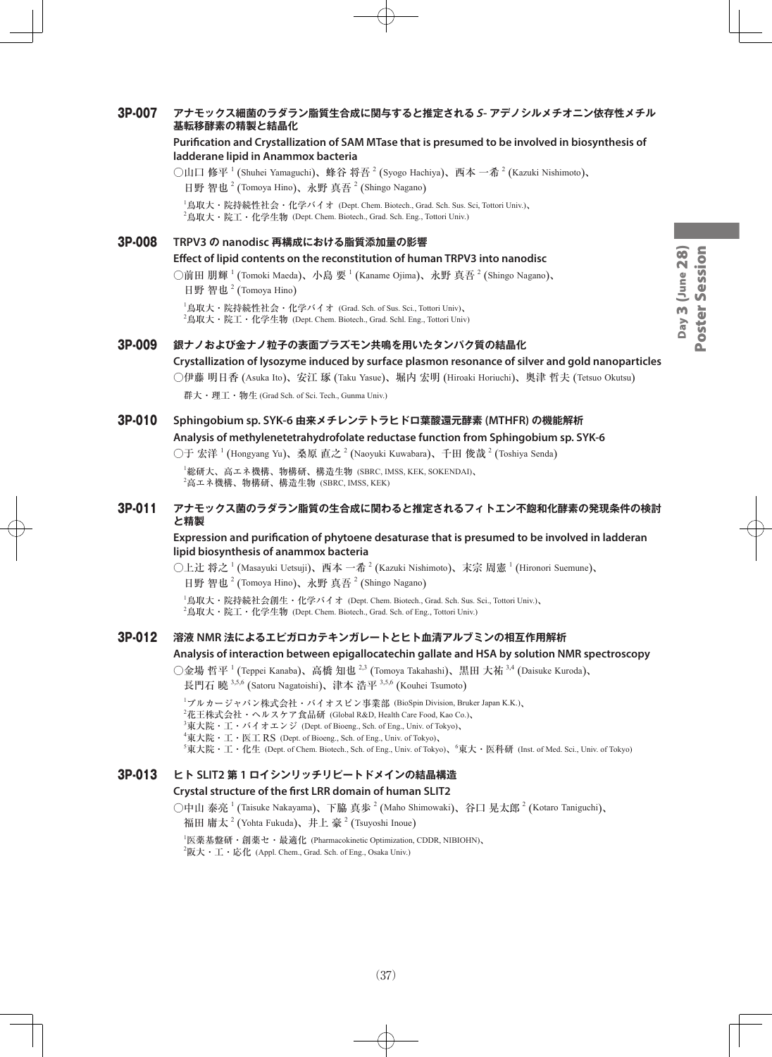### 3P-007 アナモックス細菌のラダラン脂質生合成に関与すると推定される *S*- アデノシルメチオニン依存性メチル基転移酵素の精製と結晶化

**Purification and Crystallization of SAM MTase that is presumed to be involved in biosynthesis of ladderane lipid in Anammox bacteria**

○山口 修平[1] (Shuhei Yamaguchi)、蜂谷 将吾[2] (Syogo Hachiya)、西本 一希[2] (Kazuki Nishimoto)、日野 智也[2] (Tomoya Hino)、永野 真吾[2] (Shingo Nagano)

[1]鳥取大・院持続性社会・化学バイオ (Dept. Chem. Biotech., Grad. Sch. Sus. Sci, Tottori Univ.)、[2]鳥取大・院工・化学生物 (Dept. Chem. Biotech., Grad. Sch. Eng., Tottori Univ.)

### 3P-008 TRPV3 の nanodisc 再構成における脂質添加量の影響

**Effect of lipid contents on the reconstitution of human TRPV3 into nanodisc**

○前田 朋輝[1] (Tomoki Maeda)、小島 要[1] (Kaname Ojima)、永野 真吾[2] (Shingo Nagano)、日野 智也[2] (Tomoya Hino)

[1]鳥取大・院持続性社会・化学バイオ (Grad. Sch. of Sus. Sci., Tottori Univ)、[2]鳥取大・院工・化学生物 (Dept. Chem. Biotech., Grad. Schl. Eng., Tottori Univ)

### 3P-009 銀ナノおよび金ナノ粒子の表面プラズモン共鳴を用いたタンパク質の結晶化

**Crystallization of lysozyme induced by surface plasmon resonance of silver and gold nanoparticles**

○伊藤 明日香 (Asuka Ito)、安江 琢 (Taku Yasue)、堀内 宏明 (Hiroaki Horiuchi)、奥津 哲夫 (Tetsuo Okutsu)

群大・理工・物生 (Grad Sch. of Sci. Tech., Gunma Univ.)

### 3P-010 Sphingobium sp. SYK-6 由来メチレンテトラヒドロ葉酸還元酵素 (MTHFR) の機能解析

**Analysis of methylenetetrahydrofolate reductase function from Sphingobium sp. SYK-6**

○于 宏洋[1] (Hongyang Yu)、桑原 直之[2] (Naoyuki Kuwabara)、千田 俊哉[2] (Toshiya Senda)

[1]総研大、高エネ機構、物構研、構造生物 (SBRC, IMSS, KEK, SOKENDAI)、[2]高エネ機構、物構研、構造生物 (SBRC, IMSS, KEK)

### 3P-011 アナモックス菌のラダラン脂質の生合成に関わると推定されるフィトエン不飽和化酵素の発現条件の検討と精製

**Expression and purification of phytoene desaturase that is presumed to be involved in ladderan lipid biosynthesis of anammox bacteria**

○上辻 将之[1] (Masayuki Uetsuji)、西本 一希[2] (Kazuki Nishimoto)、末宗 周憲[1] (Hironori Suemune)、日野 智也[2] (Tomoya Hino)、永野 真吾[2] (Shingo Nagano)

[1]鳥取大・院持続社会創生・化学バイオ (Dept. Chem. Biotech., Grad. Sch. Sus. Sci., Tottori Univ.)、[2]鳥取大・院工・化学生物 (Dept. Chem. Biotech., Grad. Sch. of Eng., Tottori Univ.)

### 3P-012 溶液 NMR 法によるエピガロカテキンガレートとヒト血清アルブミンの相互作用解析

**Analysis of interaction between epigallocatechin gallate and HSA by solution NMR spectroscopy**

○金場 哲平[1] (Teppei Kanaba)、高橋 知也[2,3] (Tomoya Takahashi)、黒田 大祐[3,4] (Daisuke Kuroda)、長門石 曉[3,5,6] (Satoru Nagatoishi)、津本 浩平[3,5,6] (Kouhei Tsumoto)

[1]ブルカージャパン株式会社・バイオスピン事業部 (BioSpin Division, Bruker Japan K.K.)、[2]花王株式会社・ヘルスケア食品研 (Global R&D, Health Care Food, Kao Co.)、[3]東大院・工・バイオエンジ (Dept. of Bioeng., Sch. of Eng., Univ. of Tokyo)、[4]東大院・工・医工 RS (Dept. of Bioeng., Sch. of Eng., Univ. of Tokyo)、[5]東大院・工・化生 (Dept. of Chem. Biotech., Sch. of Eng., Univ. of Tokyo)、[6]東大・医科研 (Inst. of Med. Sci., Univ. of Tokyo)

### 3P-013 ヒト SLIT2 第 1 ロイシンリッチリピートドメインの結晶構造

**Crystal structure of the first LRR domain of human SLIT2**

○中山 泰亮[1] (Taisuke Nakayama)、下脇 真歩[2] (Maho Shimowaki)、谷口 晃太郎[2] (Kotaro Taniguchi)、福田 庸太[2] (Yohta Fukuda)、井上 豪[2] (Tsuyoshi Inoue)

[1]医薬基盤研・創薬セ・最適化 (Pharmacokinetic Optimization, CDDR, NIBIOHN)、[2]阪大・工・応化 (Appl. Chem., Grad. Sch. of Eng., Osaka Univ.)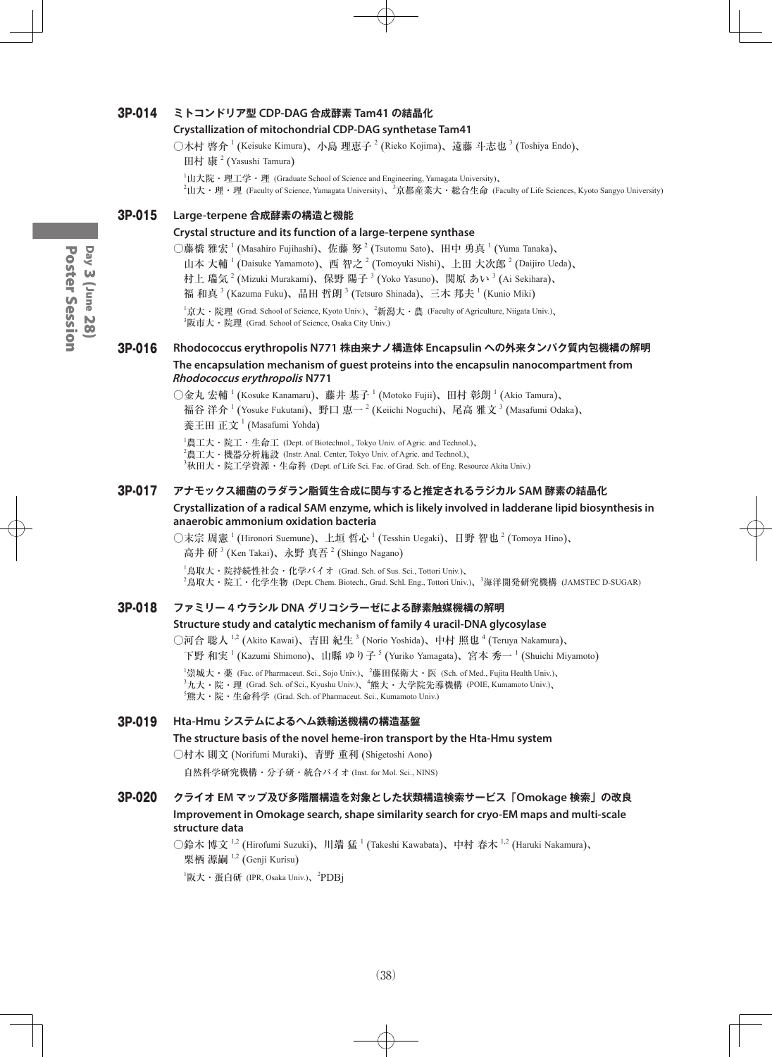## 3P-014 ミトコンドリア型 CDP-DAG 合成酵素 Tam41 の結晶化

**Crystallization of mitochondrial CDP-DAG synthetase Tam41**

○木村 啓介 [1] (Keisuke Kimura)、小島 理恵子 [2] (Rieko Kojima)、遠藤 斗志也 [3] (Toshiya Endo)、田村 康 [2] (Yasushi Tamura)

[1]山大院・理工学・理 (Graduate School of Science and Engineering, Yamagata University)、[2]山大・理・理 (Faculty of Science, Yamagata University)、[3]京都産業大・総合生命 (Faculty of Life Sciences, Kyoto Sangyo University)

## 3P-015 Large-terpene 合成酵素の構造と機能

**Crystal structure and its function of a large-terpene synthase**

○藤橋 雅宏 [1] (Masahiro Fujihashi)、佐藤 努 [2] (Tsutomu Sato)、田中 勇真 [1] (Yuma Tanaka)、山本 大輔 [1] (Daisuke Yamamoto)、西 智之 [2] (Tomoyuki Nishi)、上田 大次郎 [2] (Daijiro Ueda)、村上 瑞気 [2] (Mizuki Murakami)、保野 陽子 [3] (Yoko Yasuno)、関原 あい [3] (Ai Sekihara)、福 和真 [3] (Kazuma Fuku)、品田 哲朗 [3] (Tetsuro Shinada)、三木 邦夫 [1] (Kunio Miki)

[1]京大・院理 (Grad. School of Science, Kyoto Univ.)、[2]新潟大・農 (Faculty of Agriculture, Niigata Univ.)、[3]阪市大・院理 (Grad. School of Science, Osaka City Univ.)

## 3P-016 Rhodococcus erythropolis N771 株由来ナノ構造体 Encapsulin への外来タンパク質内包機構の解明

**The encapsulation mechanism of guest proteins into the encapsulin nanocompartment from *Rhodococcus erythropolis* N771**

○金丸 宏輔 [1] (Kosuke Kanamaru)、藤井 基子 [1] (Motoko Fujii)、田村 彰朗 [1] (Akio Tamura)、福谷 洋介 [1] (Yosuke Fukutani)、野口 恵一 [2] (Keiichi Noguchi)、尾高 雅文 [3] (Masafumi Odaka)、養王田 正文 [1] (Masafumi Yohda)

[1]農工大・院工・生命工 (Dept. of Biotechnol., Tokyo Univ. of Agric. and Technol.)、[2]農工大・機器分析施設 (Instr. Anal. Center, Tokyo Univ. of Agric. and Technol.)、[3]秋田大・院工学資源・生命科 (Dept. of Life Sci. Fac. of Grad. Sch. of Eng. Resource Akita Univ.)

## 3P-017 アナモックス細菌のラダラン脂質生合成に関与すると推定されるラジカル SAM 酵素の結晶化

**Crystallization of a radical SAM enzyme, which is likely involved in ladderane lipid biosynthesis in anaerobic ammonium oxidation bacteria**

○末宗 周憲 [1] (Hironori Suemune)、上垣 哲心 [1] (Tesshin Uegaki)、日野 智也 [2] (Tomoya Hino)、高井 研 [3] (Ken Takai)、永野 真吾 [2] (Shingo Nagano)

[1]鳥取大・院持続性社会・化学バイオ (Grad. Sch. of Sus. Sci., Tottori Univ.)、[2]鳥取大・院工・化学生物 (Dept. Chem. Biotech., Grad. Schl. Eng., Tottori Univ.)、[3]海洋開発研究機構 (JAMSTEC D-SUGAR)

## 3P-018 ファミリー 4 ウラシル DNA グリコシラーゼによる酵素触媒機構の解明

**Structure study and catalytic mechanism of family 4 uracil-DNA glycosylase**

○河合 聡人 [1,2] (Akito Kawai)、吉田 紀生 [3] (Norio Yoshida)、中村 照也 [4] (Teruya Nakamura)、下野 和実 [1] (Kazumi Shimono)、山縣 ゆり子 [5] (Yuriko Yamagata)、宮本 秀一 [1] (Shuichi Miyamoto)

[1]崇城大・薬 (Fac. of Pharmaceut. Sci., Sojo Univ.)、[2]藤田保衛大・医 (Sch. of Med., Fujita Health Univ.)、[3]九大・院・理 (Grad. Sch. of Sci., Kyushu Univ.)、[4]熊大・大学院先導機構 (POIE, Kumamoto Univ.)、[5]熊大・院・生命科学 (Grad. Sch. of Pharmaceut. Sci., Kumamoto Univ.)

## 3P-019 Hta-Hmu システムによるヘム鉄輸送機構の構造基盤

**The structure basis of the novel heme-iron transport by the Hta-Hmu system**

○村木 則文 (Norifumi Muraki)、青野 重利 (Shigetoshi Aono)

自然科学研究機構・分子研・統合バイオ (Inst. for Mol. Sci., NINS)

## 3P-020 クライオ EM マップ及び多階層構造を対象とした状類構造検索サービス「Omokage 検索」の改良

**Improvement in Omokage search, shape similarity search for cryo-EM maps and multi-scale structure data**

○鈴木 博文 [1,2] (Hirofumi Suzuki)、川端 猛 [1] (Takeshi Kawabata)、中村 春木 [1,2] (Haruki Nakamura)、栗栖 源嗣 [1,2] (Genji Kurisu)

[1]阪大・蛋白研 (IPR, Osaka Univ.)、[2]PDBj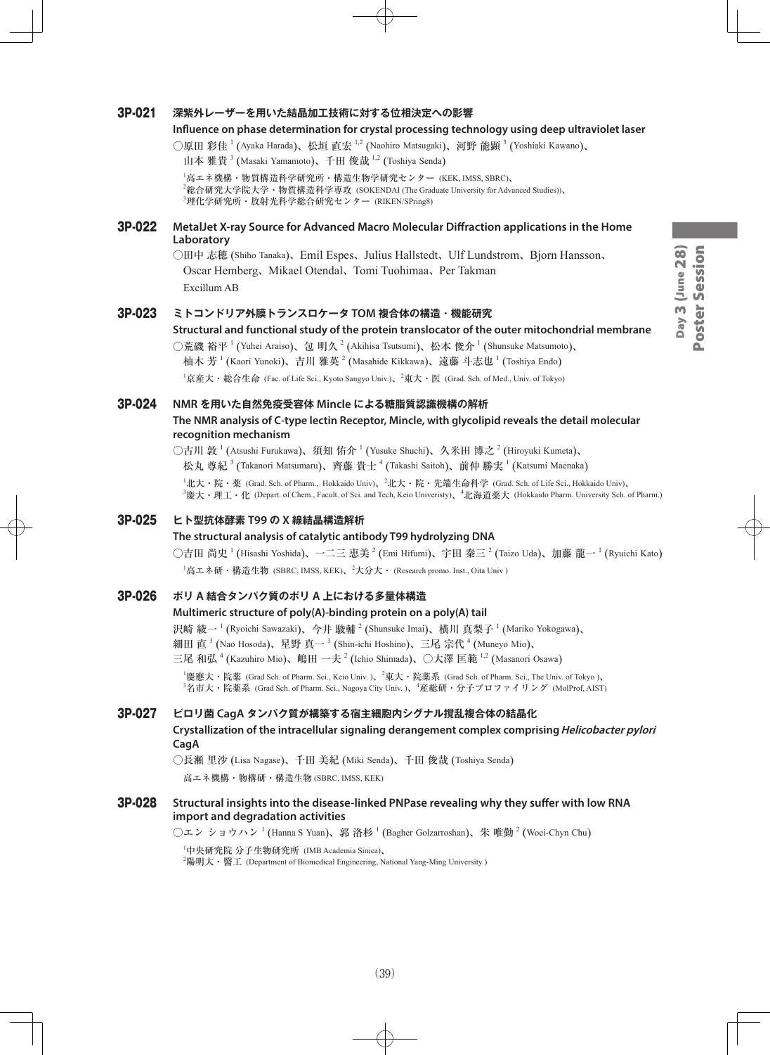### 3P-021 深紫外レーザーを用いた結晶加工技術に対する位相決定への影響

**Influence on phase determination for crystal processing technology using deep ultraviolet laser**

○原田 彩佳[1] (Ayaka Harada)、松垣 直宏[1,2] (Naohiro Matsugaki)、河野 能顕[3] (Yoshiaki Kawano)、山本 雅貴[3] (Masaki Yamamoto)、千田 俊哉[1,2] (Toshiya Senda)

[1]高エネ機構・物質構造科学研究所・構造生物学研究センター (KEK, IMSS, SBRC)、[2]総合研究大学院大学・物質構造科学専攻 (SOKENDAI (The Graduate University for Advanced Studies))、[3]理化学研究所・放射光科学総合研究センター (RIKEN/SPring8)

### 3P-022 MetalJet X-ray Source for Advanced Macro Molecular Diffraction applications in the Home Laboratory

○田中 志穂 (Shiho Tanaka)、Emil Espes、Julius Hallstedt、Ulf Lundstrom、Bjorn Hansson、Oscar Hemberg、Mikael Otendal、Tomi Tuohimaa、Per Takman

Excillum AB

### 3P-023 ミトコンドリア外膜トランスロケータ TOM 複合体の構造・機能研究

**Structural and functional study of the protein translocator of the outer mitochondrial membrane**

○荒磯 裕平[1] (Yuhei Araiso)、包 明久[2] (Akihisa Tsutsumi)、松本 俊介[1] (Shunsuke Matsumoto)、柚木 芳[1] (Kaori Yunoki)、吉川 雅英[2] (Masahide Kikkawa)、遠藤 斗志也[1] (Toshiya Endo)

[1]京産大・総合生命 (Fac. of Life Sci., Kyoto Sangyo Univ.)、[2]東大・医 (Grad. Sch. of Med., Univ. of Tokyo)

### 3P-024 NMR を用いた自然免疫受容体 Mincle による糖脂質認識機構の解析

**The NMR analysis of C-type lectin Receptor, Mincle, with glycolipid reveals the detail molecular recognition mechanism**

○古川 敦[1] (Atsushi Furukawa)、須知 佑介[1] (Yusuke Shuchi)、久米田 博之[2] (Hiroyuki Kumeta)、松丸 尊紀[3] (Takanori Matsumaru)、齊藤 貴士[4] (Takashi Saitoh)、前仲 勝実[1] (Katsumi Maenaka)

[1]北大・院・薬 (Grad. Sch. of Pharm., Hokkaido Univ)、[2]北大・院・先端生命科学 (Grad. Sch. of Life Sci., Hokkaido Univ)、[3]慶大・理工・化 (Depart. of Chem., Facult. of Sci. and Tech, Keio Univeristy)、[4]北海道薬大 (Hokkaido Pharm. University Sch. of Pharm.)

### 3P-025 ヒト型抗体酵素 T99 の X 線結晶構造解析

**The structural analysis of catalytic antibody T99 hydrolyzing DNA**

○吉田 尚史[1] (Hisashi Yoshida)、一二三 恵美[2] (Emi Hifumi)、宇田 泰三[2] (Taizo Uda)、加藤 龍一[1] (Ryuichi Kato)

[1]高エネ研・構造生物 (SBRC, IMSS, KEK)、[2]大分大・ (Research promo. Inst., Oita Univ )

### 3P-026 ポリ A 結合タンパク質のポリ A 上における多量体構造

**Multimeric structure of poly(A)-binding protein on a poly(A) tail**

沢崎 綾一[1] (Ryoichi Sawazaki)、今井 駿輔[2] (Shunsuke Imai)、横川 真梨子[1] (Mariko Yokogawa)、細田 直[3] (Nao Hosoda)、星野 真一[3] (Shin-ichi Hoshino)、三尾 宗代[4] (Muneyo Mio)、三尾 和弘[4] (Kazuhiro Mio)、嶋田 一夫[2] (Ichio Shimada)、○大澤 匡範[1,2] (Masanori Osawa)

[1]慶應大・院薬 (Grad Sch. of Pharm. Sci., Keio Univ. )、[2]東大・院薬系 (Grad Sch. of Pharm. Sci., The Univ. of Tokyo )、[3]名市大・院薬系 (Grad Sch. of Pharm. Sci., Nagoya City Univ. )、[4]産総研・分子プロファイリング (MolProf, AIST)

### 3P-027 ピロリ菌 CagA タンパク質が構築する宿主細胞内シグナル攪乱複合体の結晶化

**Crystallization of the intracellular signaling derangement complex comprising *Helicobacter pylori* CagA**

○長瀬 里沙 (Lisa Nagase)、千田 美紀 (Miki Senda)、千田 俊哉 (Toshiya Senda)

高エネ機構・物構研・構造生物 (SBRC, IMSS, KEK)

### 3P-028 Structural insights into the disease-linked PNPase revealing why they suffer with low RNA import and degradation activities

○エン ショウハン[1] (Hanna S Yuan)、郭 洛杉[1] (Bagher Golzarroshan)、朱 唯勤[2] (Woei-Chyn Chu)

[1]中央研究院 分子生物研究所 (IMB Academia Sinica)、[2]陽明大・醫工 (Department of Biomedical Engineering, National Yang-Ming University )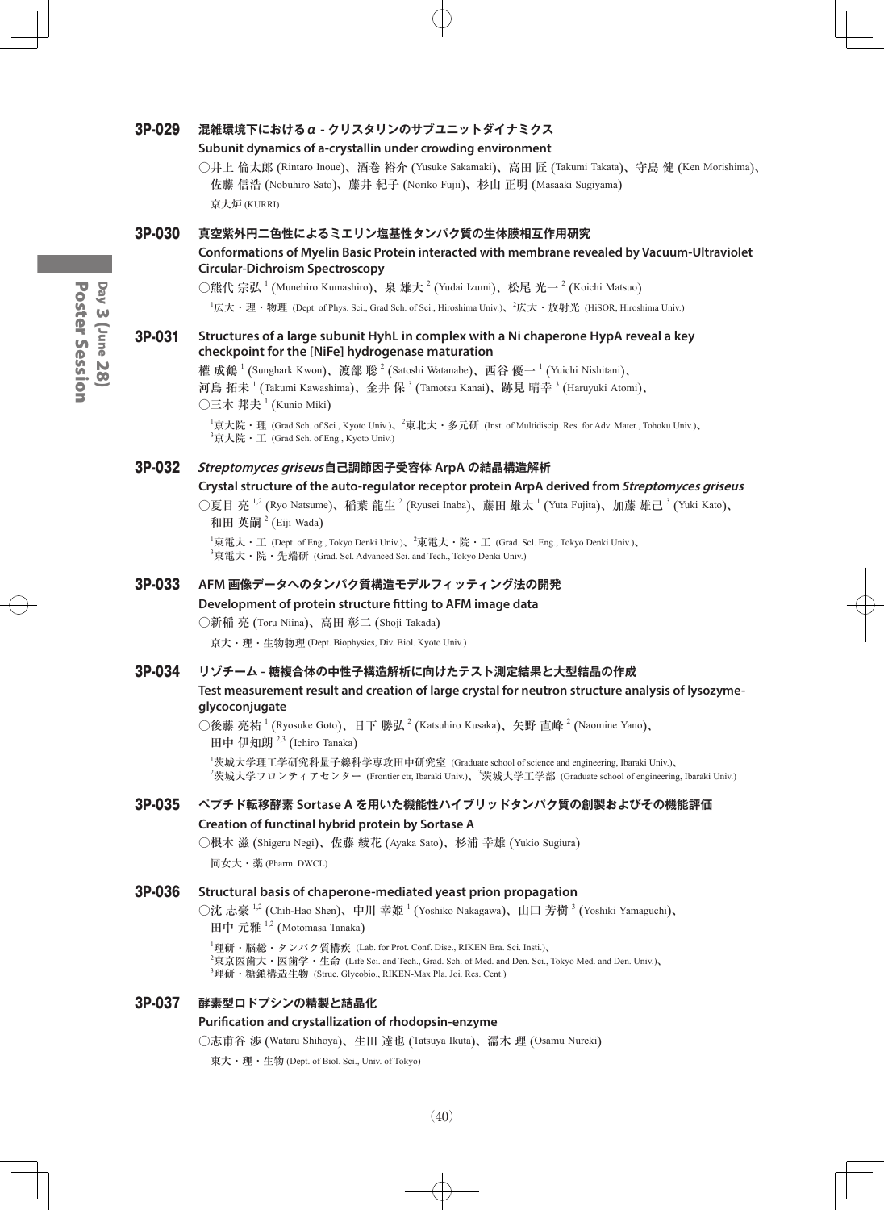### 3P-029 混雑環境下におけるα - クリスタリンのサブユニットダイナミクス

**Subunit dynamics of a-crystallin under crowding environment**

○井上 倫太郎 (Rintaro Inoue)、酒巻 裕介 (Yusuke Sakamaki)、高田 匠 (Takumi Takata)、守島 健 (Ken Morishima)、佐藤 信浩 (Nobuhiro Sato)、藤井 紀子 (Noriko Fujii)、杉山 正明 (Masaaki Sugiyama)

京大炉 (KURRI)

### 3P-030 真空紫外円二色性によるミエリン塩基性タンパク質の生体膜相互作用研究

**Conformations of Myelin Basic Protein interacted with membrane revealed by Vacuum-Ultraviolet Circular-Dichroism Spectroscopy**

○熊代 宗弘 [1] (Munehiro Kumashiro)、泉 雄大 [2] (Yudai Izumi)、松尾 光一 [2] (Koichi Matsuo)

[1]広大・理・物理 (Dept. of Phys. Sci., Grad Sch. of Sci., Hiroshima Univ.)、[2]広大・放射光 (HiSOR, Hiroshima Univ.)

### 3P-031 Structures of a large subunit HyhL in complex with a Ni chaperone HypA reveal a key checkpoint for the [NiFe] hydrogenase maturation

權 成鶴 [1] (Sunghark Kwon)、渡部 聡 [2] (Satoshi Watanabe)、西谷 優一 [1] (Yuichi Nishitani)、河島 拓未 [1] (Takumi Kawashima)、金井 保 [3] (Tamotsu Kanai)、跡見 晴幸 [3] (Haruyuki Atomi)、○三木 邦夫 [1] (Kunio Miki)

[1]京大院・理 (Grad Sch. of Sci., Kyoto Univ.)、[2]東北大・多元研 (Inst. of Multidiscip. Res. for Adv. Mater., Tohoku Univ.)、[3]京大院・工 (Grad Sch. of Eng., Kyoto Univ.)

### 3P-032 *Streptomyces griseus* 自己調節因子受容体 ArpA の結晶構造解析

**Crystal structure of the auto-regulator receptor protein ArpA derived from *Streptomyces griseus***

○夏目 亮 [1,2] (Ryo Natsume)、稲葉 龍生 [2] (Ryusei Inaba)、藤田 雄太 [1] (Yuta Fujita)、加藤 雄己 [3] (Yuki Kato)、和田 英嗣 [2] (Eiji Wada)

[1]東電大・工 (Dept. of Eng., Tokyo Denki Univ.)、[2]東電大・院・工 (Grad. Scl. Eng., Tokyo Denki Univ.)、[3]東電大・院・先端研 (Grad. Scl. Advanced Sci. and Tech., Tokyo Denki Univ.)

### 3P-033 AFM 画像データへのタンパク質構造モデルフィッティング法の開発

**Development of protein structure fitting to AFM image data**

○新稲 亮 (Toru Niina)、高田 彰二 (Shoji Takada)

京大・理・生物物理 (Dept. Biophysics, Div. Biol. Kyoto Univ.)

### 3P-034 リゾチーム - 糖複合体の中性子構造解析に向けたテスト測定結果と大型結晶の作成

**Test measurement result and creation of large crystal for neutron structure analysis of lysozyme-glycoconjugate**

○後藤 亮祐 [1] (Ryosuke Goto)、日下 勝弘 [2] (Katsuhiro Kusaka)、矢野 直峰 [2] (Naomine Yano)、田中 伊知朗 [2,3] (Ichiro Tanaka)

[1]茨城大学理工学研究科量子線科学専攻田中研究室 (Graduate school of science and engineering, Ibaraki Univ.)、[2]茨城大学フロンティアセンター (Frontier ctr, Ibaraki Univ.)、[3]茨城大学工学部 (Graduate school of engineering, Ibaraki Univ.)

### 3P-035 ペプチド転移酵素 Sortase A を用いた機能性ハイブリッドタンパク質の創製およびその機能評価

**Creation of functinal hybrid protein by Sortase A**

○根木 滋 (Shigeru Negi)、佐藤 綾花 (Ayaka Sato)、杉浦 幸雄 (Yukio Sugiura)

同女大・薬 (Pharm. DWCL)

### 3P-036 Structural basis of chaperone-mediated yeast prion propagation

○沈 志豪 [1,2] (Chih-Hao Shen)、中川 幸姫 [1] (Yoshiko Nakagawa)、山口 芳樹 [3] (Yoshiki Yamaguchi)、田中 元雅 [1,2] (Motomasa Tanaka)

[1]理研・脳総・タンパク質構疾 (Lab. for Prot. Conf. Dise., RIKEN Bra. Sci. Insti.)、[2]東京医歯大・医歯学・生命 (Life Sci. and Tech., Grad. Sch. of Med. and Den. Sci., Tokyo Med. and Den. Univ.)、[3]理研・糖鎖構造生物 (Struc. Glycobio., RIKEN-Max Pla. Joi. Res. Cent.)

### 3P-037 酵素型ロドプシンの精製と結晶化

**Purification and crystallization of rhodopsin-enzyme**

○志甫谷 渉 (Wataru Shihoya)、生田 達也 (Tatsuya Ikuta)、濡木 理 (Osamu Nureki)

東大・理・生物 (Dept. of Biol. Sci., Univ. of Tokyo)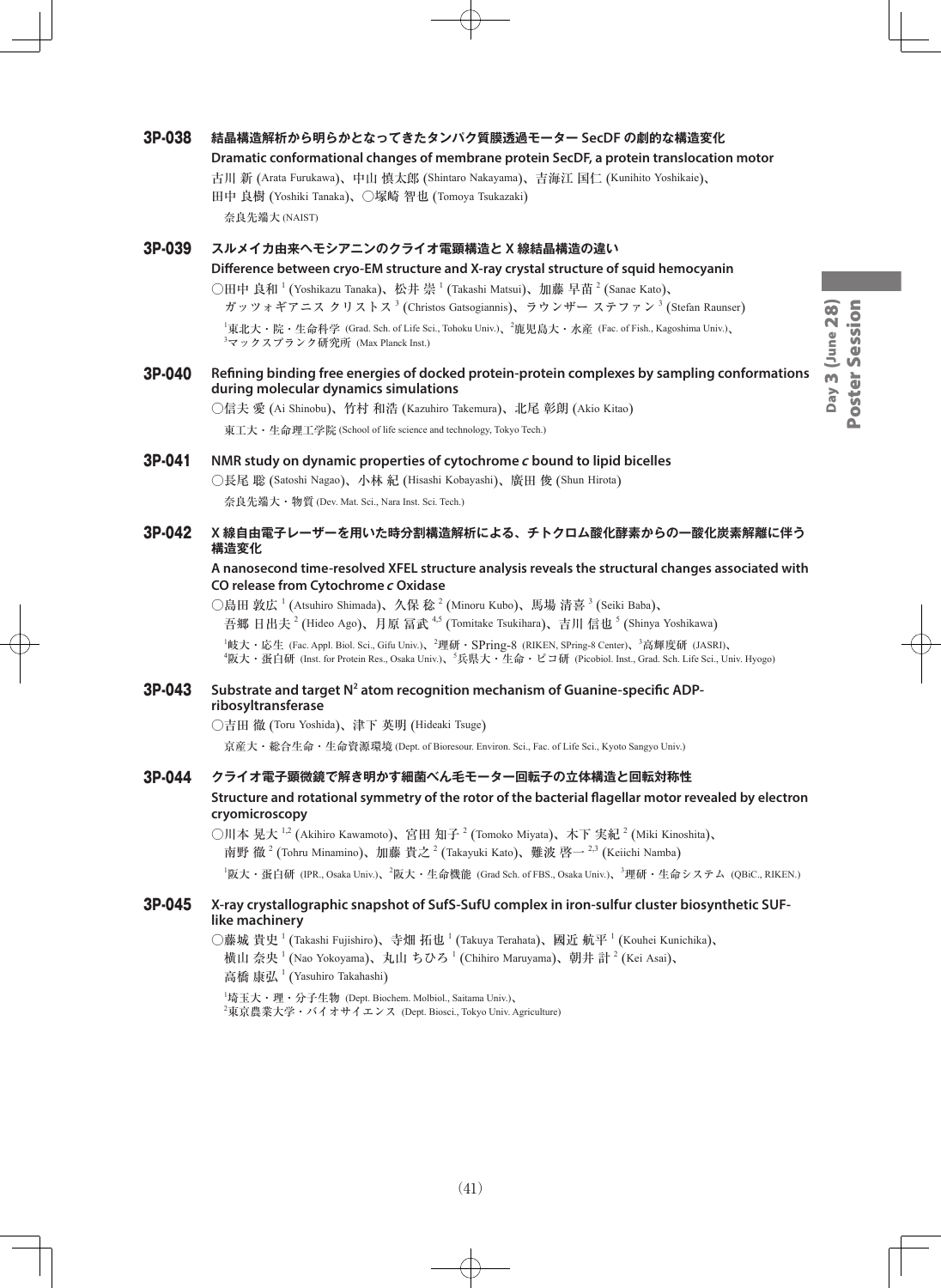### 3P-038 結晶構造解析から明らかとなってきたタンパク質膜透過モーター SecDF の劇的な構造変化

**Dramatic conformational changes of membrane protein SecDF, a protein translocation motor**

古川 新 (Arata Furukawa)、中山 慎太郎 (Shintaro Nakayama)、吉海江 国仁 (Kunihito Yoshikaie)、田中 良樹 (Yoshiki Tanaka)、○塚崎 智也 (Tomoya Tsukazaki)

奈良先端大 (NAIST)

### 3P-039 スルメイカ由来ヘモシアニンのクライオ電顕構造と X 線結晶構造の違い

**Difference between cryo-EM structure and X-ray crystal structure of squid hemocyanin**

○田中 良和[1] (Yoshikazu Tanaka)、松井 崇[1] (Takashi Matsui)、加藤 早苗[2] (Sanae Kato)、ガッツォギアニス クリストス[3] (Christos Gatsogiannis)、ラウンザー ステファン[3] (Stefan Raunser)

[1]東北大・院・生命科学 (Grad. Sch. of Life Sci., Tohoku Univ.)、[2]鹿児島大・水産 (Fac. of Fish., Kagoshima Univ.)、[3]マックスプランク研究所 (Max Planck Inst.)

### 3P-040 Refining binding free energies of docked protein-protein complexes by sampling conformations during molecular dynamics simulations

○信夫 愛 (Ai Shinobu)、竹村 和浩 (Kazuhiro Takemura)、北尾 彰朗 (Akio Kitao)

東工大・生命理工学院 (School of life science and technology, Tokyo Tech.)

### 3P-041 NMR study on dynamic properties of cytochrome *c* bound to lipid bicelles

○長尾 聡 (Satoshi Nagao)、小林 紀 (Hisashi Kobayashi)、廣田 俊 (Shun Hirota)

奈良先端大・物質 (Dev. Mat. Sci., Nara Inst. Sci. Tech.)

### 3P-042 X 線自由電子レーザーを用いた時分割構造解析による、チトクロム酸化酵素からの一酸化炭素解離に伴う構造変化

**A nanosecond time-resolved XFEL structure analysis reveals the structural changes associated with CO release from Cytochrome *c* Oxidase**

○島田 敦広[1] (Atsuhiro Shimada)、久保 稔[2] (Minoru Kubo)、馬場 清喜[3] (Seiki Baba)、吾郷 日出夫[2] (Hideo Ago)、月原 冨武[4,5] (Tomitake Tsukihara)、吉川 信也[5] (Shinya Yoshikawa)

[1]岐大・応生 (Fac. Appl. Biol. Sci., Gifu Univ.)、[2]理研・SPring-8 (RIKEN, SPring-8 Center)、[3]高輝度研 (JASRI)、[4]阪大・蛋白研 (Inst. for Protein Res., Osaka Univ.)、[5]兵県大・生命・ピコ研 (Picobiol. Inst., Grad. Sch. Life Sci., Univ. Hyogo)

### 3P-043 Substrate and target $N^2$ atom recognition mechanism of Guanine-specific ADP-ribosyltransferase

○吉田 徹 (Toru Yoshida)、津下 英明 (Hideaki Tsuge)

京産大・総合生命・生命資源環境 (Dept. of Bioresour. Environ. Sci., Fac. of Life Sci., Kyoto Sangyo Univ.)

### 3P-044 クライオ電子顕微鏡で解き明かす細菌べん毛モーター回転子の立体構造と回転対称性

**Structure and rotational symmetry of the rotor of the bacterial flagellar motor revealed by electron cryomicroscopy**

○川本 晃大[1,2] (Akihiro Kawamoto)、宮田 知子[2] (Tomoko Miyata)、木下 実紀[2] (Miki Kinoshita)、南野 徹[2] (Tohru Minamino)、加藤 貴之[2] (Takayuki Kato)、難波 啓一[2,3] (Keiichi Namba)

[1]阪大・蛋白研 (IPR., Osaka Univ.)、[2]阪大・生命機能 (Grad. Sch. of FBS., Osaka Univ.)、[3]理研・生命システム (QBiC., RIKEN.)

### 3P-045 X-ray crystallographic snapshot of SufS-SufU complex in iron-sulfur cluster biosynthetic SUF-like machinery

○藤城 貴史[1] (Takashi Fujishiro)、寺畑 拓也[1] (Takuya Terahata)、國近 航平[1] (Kouhei Kunichika)、横山 奈央[1] (Nao Yokoyama)、丸山 ちひろ[1] (Chihiro Maruyama)、朝井 計[2] (Kei Asai)、高橋 康弘[1] (Yasuhiro Takahashi)

[1]埼玉大・理・分子生物 (Dept. Biochem. Molbiol., Saitama Univ.)、[2]東京農業大学・バイオサイエンス (Dept. Biosci., Tokyo Univ. Agriculture)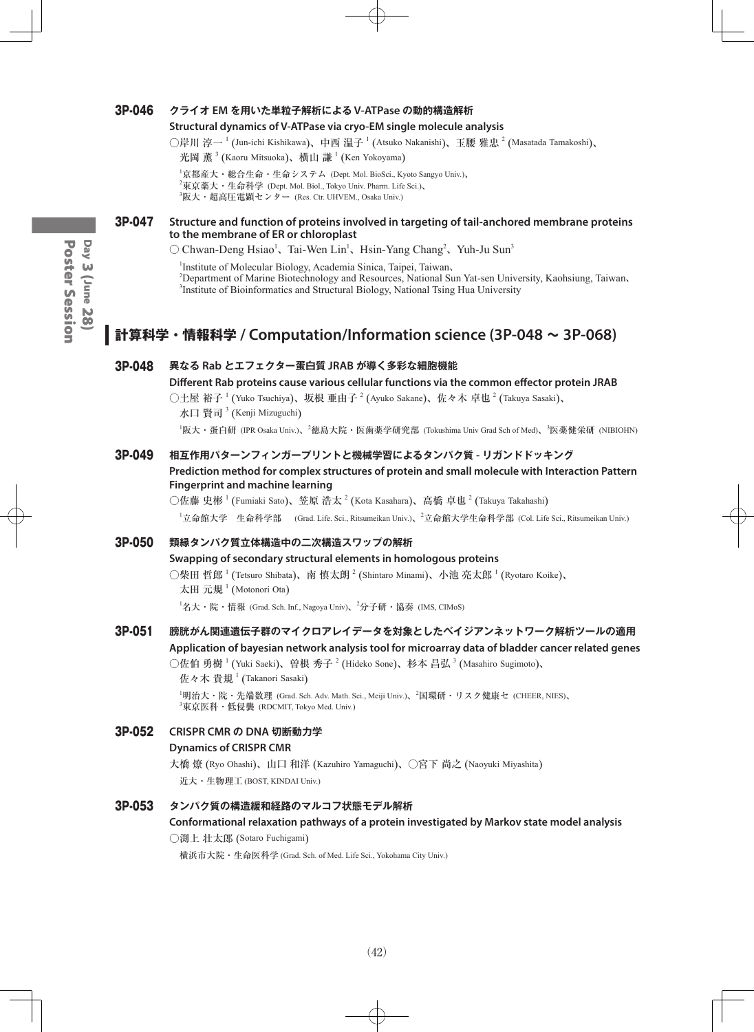**3P-046** **クライオ EM を用いた単粒子解析による V-ATPase の動的構造解析**

**Structural dynamics of V-ATPase via cryo-EM single molecule analysis**

○岸川 淳一[1] (Jun-ichi Kishikawa)、中西 温子[1] (Atsuko Nakanishi)、玉腰 雅忠[2] (Masatada Tamakoshi)、光岡 薫[3] (Kaoru Mitsuoka)、横山 謙[1] (Ken Yokoyama)

[1]京都産大・総合生命・生命システム (Dept. Mol. BioSci., Kyoto Sangyo Univ.)、[2]東京薬大・生命科学 (Dept. Mol. Biol., Tokyo Univ. Pharm. Life Sci.)、[3]阪大・超高圧電顕センター (Res. Ctr. UHVEM., Osaka Univ.)

**3P-047** **Structure and function of proteins involved in targeting of tail-anchored membrane proteins to the membrane of ER or chloroplast**

○ Chwan-Deng Hsiao[1]、Tai-Wen Lin[1]、Hsin-Yang Chang[2]、Yuh-Ju Sun[3]

[1]Institute of Molecular Biology, Academia Sinica, Taipei, Taiwan、[2]Department of Marine Biotechnology and Resources, National Sun Yat-sen University, Kaohsiung, Taiwan、[3]Institute of Bioinformatics and Structural Biology, National Tsing Hua University

## 計算科学・情報科学 / Computation/Information science (3P-048 ~ 3P-068)

**3P-048** **異なる Rab とエフェクター蛋白質 JRAB が導く多彩な細胞機能**

**Different Rab proteins cause various cellular functions via the common effector protein JRAB**

○土屋 裕子[1] (Yuko Tsuchiya)、坂根 亜由子[2] (Ayuko Sakane)、佐々木 卓也[2] (Takuya Sasaki)、水口 賢司[3] (Kenji Mizuguchi)

[1]阪大・蛋白研 (IPR Osaka Univ.)、[2]徳島大院・医歯薬学研究部 (Tokushima Univ Grad Sch of Med)、[3]医薬健栄研 (NIBIOHN)

**3P-049** **相互作用パターンフィンガープリントと機械学習によるタンパク質 - リガンドドッキング**

**Prediction method for complex structures of protein and small molecule with Interaction Pattern Fingerprint and machine learning**

○佐藤 史彬[1] (Fumiaki Sato)、笠原 浩太[2] (Kota Kasahara)、高橋 卓也[2] (Takuya Takahashi)

[1]立命館大学 生命科学部 (Grad. Life. Sci., Ritsumeikan Univ.)、[2]立命館大学生命科学部 (Col. Life Sci., Ritsumeikan Univ.)

**3P-050** **類縁タンパク質立体構造中の二次構造スワップの解析**

**Swapping of secondary structural elements in homologous proteins**

○柴田 哲郎[1] (Tetsuro Shibata)、南 慎太朗[2] (Shintaro Minami)、小池 亮太郎[1] (Ryotaro Koike)、太田 元規[1] (Motonori Ota)

[1]名大・院・情報 (Grad. Sch. Inf., Nagoya Univ)、[2]分子研・協奏 (IMS, CIMoS)

**3P-051** **膀胱がん関連遺伝子群のマイクロアレイデータを対象としたベイジアンネットワーク解析ツールの適用**

**Application of bayesian network analysis tool for microarray data of bladder cancer related genes**

○佐伯 勇樹[1] (Yuki Saeki)、曽根 秀子[2] (Hideko Sone)、杉本 昌弘[3] (Masahiro Sugimoto)、佐々木 貴規[1] (Takanori Sasaki)

[1]明治大・院・先端数理 (Grad. Sch. Adv. Math. Sci., Meiji Univ.)、[2]国環研・リスク健康セ (CHEER, NIES)、[3]東京医科・低侵襲 (RDCMIT, Tokyo Med. Univ.)

**3P-052** **CRISPR CMR の DNA 切断動力学**

**Dynamics of CRISPR CMR**

大橋 燎 (Ryo Ohashi)、山口 和洋 (Kazuhiro Yamaguchi)、○宮下 尚之 (Naoyuki Miyashita)

近大・生物理工 (BOST, KINDAI Univ.)

**3P-053** **タンパク質の構造緩和経路のマルコフ状態モデル解析**

**Conformational relaxation pathways of a protein investigated by Markov state model analysis**

○渕上 壮太郎 (Sotaro Fuchigami)

横浜市大院・生命医科学 (Grad. Sch. of Med. Life Sci., Yokohama City Univ.)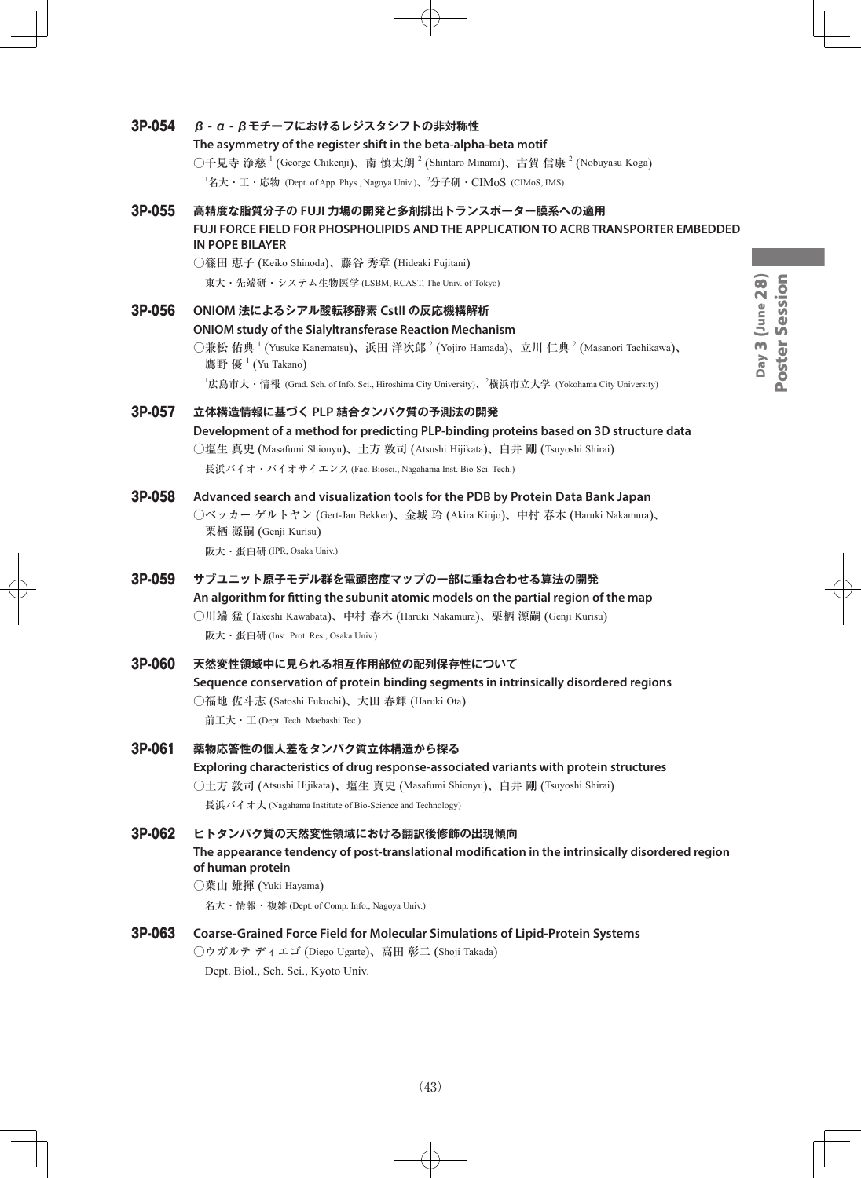### 3P-054 β‐α‐βモチーフにおけるレジスタシフトの非対称性

**The asymmetry of the register shift in the beta-alpha-beta motif**

○千見寺 浄慈 [1] (George Chikenji)、南 慎太朗 [2] (Shintaro Minami)、古賀 信康 [2] (Nobuyasu Koga)

[1]名大・工・応物 (Dept. of App. Phys., Nagoya Univ.)、[2]分子研・CIMoS (CIMoS, IMS)

### 3P-055 高精度な脂質分子の FUJI 力場の開発と多剤排出トランスポーター膜系への適用

**FUJI FORCE FIELD FOR PHOSPHOLIPIDS AND THE APPLICATION TO ACRB TRANSPORTER EMBEDDED IN POPE BILAYER**

○篠田 恵子 (Keiko Shinoda)、藤谷 秀章 (Hideaki Fujitani)

東大・先端研・システム生物医学 (LSBM, RCAST, The Univ. of Tokyo)

### 3P-056 ONIOM 法によるシアル酸転移酵素 CstII の反応機構解析

**ONIOM study of the Sialyltransferase Reaction Mechanism**

○兼松 佑典 [1] (Yusuke Kanematsu)、浜田 洋次郎 [2] (Yojiro Hamada)、立川 仁典 [2] (Masanori Tachikawa)、鷹野 優 [1] (Yu Takano)

[1]広島市大・情報 (Grad. Sch. of Info. Sci., Hiroshima City University)、[2]横浜市立大学 (Yokohama City University)

### 3P-057 立体構造情報に基づく PLP 結合タンパク質の予測法の開発

**Development of a method for predicting PLP-binding proteins based on 3D structure data**

○塩生 真史 (Masafumi Shionyu)、土方 敦司 (Atsushi Hijikata)、白井 剛 (Tsuyoshi Shirai)

長浜バイオ・バイオサイエンス (Fac. Biosci., Nagahama Inst. Bio-Sci. Tech.)

### 3P-058 Advanced search and visualization tools for the PDB by Protein Data Bank Japan

○ベッカー ゲルトヤン (Gert-Jan Bekker)、金城 玲 (Akira Kinjo)、中村 春木 (Haruki Nakamura)、栗栖 源嗣 (Genji Kurisu)

阪大・蛋白研 (IPR, Osaka Univ.)

### 3P-059 サブユニット原子モデル群を電顕密度マップの一部に重ね合わせる算法の開発

**An algorithm for fitting the subunit atomic models on the partial region of the map**

○川端 猛 (Takeshi Kawabata)、中村 春木 (Haruki Nakamura)、栗栖 源嗣 (Genji Kurisu)

阪大・蛋白研 (Inst. Prot. Res., Osaka Univ.)

### 3P-060 天然変性領域中に見られる相互作用部位の配列保存性について

**Sequence conservation of protein binding segments in intrinsically disordered regions**

○福地 佐斗志 (Satoshi Fukuchi)、大田 春輝 (Haruki Ota)

前工大・工 (Dept. Tech. Maebashi Tec.)

### 3P-061 薬物応答性の個人差をタンパク質立体構造から探る

**Exploring characteristics of drug response-associated variants with protein structures**

○土方 敦司 (Atsushi Hijikata)、塩生 真史 (Masafumi Shionyu)、白井 剛 (Tsuyoshi Shirai)

長浜バイオ大 (Nagahama Institute of Bio-Science and Technology)

### 3P-062 ヒトタンパク質の天然変性領域における翻訳後修飾の出現傾向

**The appearance tendency of post-translational modification in the intrinsically disordered region of human protein**

○葉山 雄揮 (Yuki Hayama)

名大・情報・複雑 (Dept. of Comp. Info., Nagoya Univ.)

### 3P-063 Coarse-Grained Force Field for Molecular Simulations of Lipid-Protein Systems

○ウガルテ ディエゴ (Diego Ugarte)、高田 彰二 (Shoji Takada)

Dept. Biol., Sch. Sci., Kyoto Univ.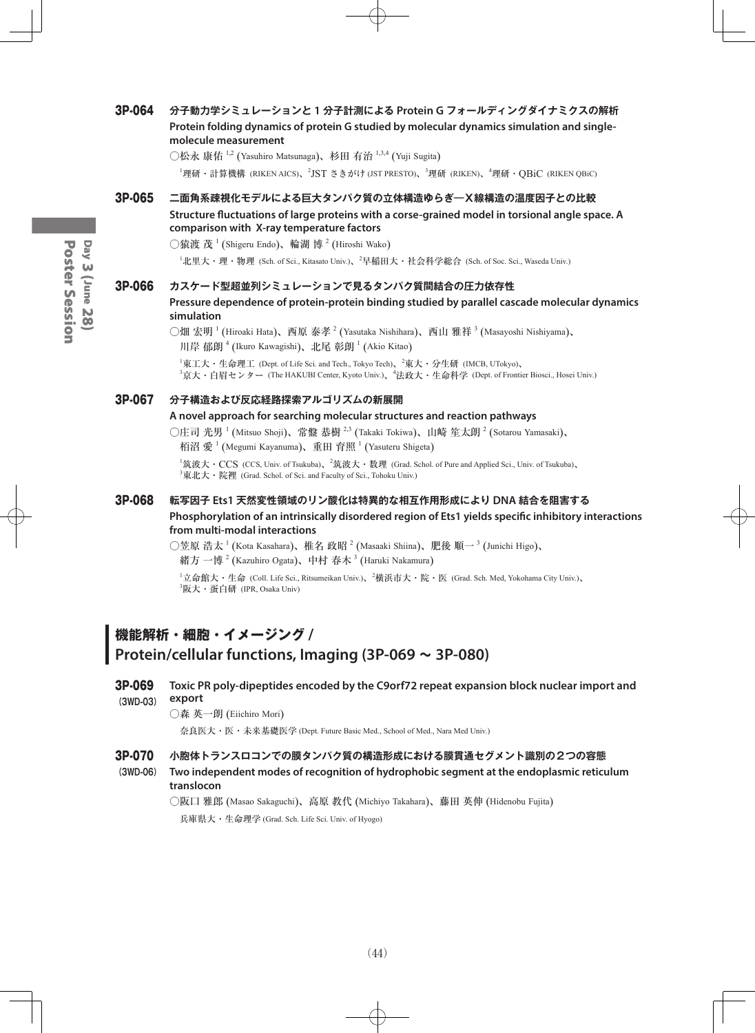### 3P-064 分子動力学シミュレーションと１分子計測による Protein G フォールディングダイナミクスの解析

**Protein folding dynamics of protein G studied by molecular dynamics simulation and single-molecule measurement**

○松永 康佑 [1,2] (Yasuhiro Matsunaga)、杉田 有治 [1,3,4] (Yuji Sugita)

[1]理研・計算機構 (RIKEN AICS)、[2]JST さきがけ (JST PRESTO)、[3]理研 (RIKEN)、[4]理研・QBiC (RIKEN QBiC)

### 3P-065 二面角系疎視化モデルによる巨大タンパク質の立体構造ゆらぎ―X線構造の温度因子との比較

**Structure fluctuations of large proteins with a corse-grained model in torsional angle space. A comparison with X-ray temperature factors**

○猿渡 茂 [1] (Shigeru Endo)、輪湖 博 [2] (Hiroshi Wako)

[1]北里大・理・物理 (Sch. of Sci., Kitasato Univ.)、[2]早稲田大・社会科学総合 (Sch. of Soc. Sci., Waseda Univ.)

### 3P-066 カスケード型超並列シミュレーションで見るタンパク質間結合の圧力依存性

**Pressure dependence of protein-protein binding studied by parallel cascade molecular dynamics simulation**

○畑 宏明 [1] (Hiroaki Hata)、西原 泰孝 [2] (Yasutaka Nishihara)、西山 雅祥 [3] (Masayoshi Nishiyama)、川岸 郁朗 [4] (Ikuro Kawagishi)、北尾 彰朗 [1] (Akio Kitao)

[1]東工大・生命理工 (Dept. of Life Sci. and Tech., Tokyo Tech)、[2]東大・分生研 (IMCB, UTokyo)、[3]京大・白眉センター (The HAKUBI Center, Kyoto Univ.)、[4]法政大・生命科学 (Dept. of Frontier Biosci., Hosei Univ.)

### 3P-067 分子構造および反応経路探索アルゴリズムの新展開

**A novel approach for searching molecular structures and reaction pathways**

○庄司 光男 [1] (Mitsuo Shoji)、常盤 恭樹 [2,3] (Takaki Tokiwa)、山崎 笙太朗 [2] (Sotarou Yamasaki)、栢沼 愛 [1] (Megumi Kayanuma)、重田 育照 [1] (Yasuteru Shigeta)

[1]筑波大・CCS (CCS, Univ. of Tsukuba)、[2]筑波大・数理 (Grad. Schol. of Pure and Applied Sci., Univ. of Tsukuba)、[3]東北大・院裡 (Grad. Schol. of Sci. and Faculty of Sci., Tohoku Univ.)

### 3P-068 転写因子 Ets1 天然変性領域のリン酸化は特異的な相互作用形成により DNA 結合を阻害する

**Phosphorylation of an intrinsically disordered region of Ets1 yields specific inhibitory interactions from multi-modal interactions**

○笠原 浩太 [1] (Kota Kasahara)、椎名 政昭 [2] (Masaaki Shiina)、肥後 順一 [3] (Junichi Higo)、緒方 一博 [2] (Kazuhiro Ogata)、中村 春木 [3] (Haruki Nakamura)

[1]立命館大・生命 (Coll. Life Sci., Ritsumeikan Univ.)、[2]横浜市大・院・医 (Grad. Sch. Med, Yokohama City Univ.)、[3]阪大・蛋白研 (IPR, Osaka Univ)

## 機能解析・細胞・イメージング / Protein/cellular functions, Imaging (3P-069 ~ 3P-080)

### 3P-069 (3WD-03)

**Toxic PR poly-dipeptides encoded by the C9orf72 repeat expansion block nuclear import and export**

○森 英一朗 (Eiichiro Mori)

奈良医大・医・未来基礎医学 (Dept. Future Basic Med., School of Med., Nara Med Univ.)

### 3P-070 (3WD-06) 小胞体トランスロコンでの膜タンパク質の構造形成における膜貫通セグメント識別の２つの容態

**Two independent modes of recognition of hydrophobic segment at the endoplasmic reticulum translocon**

○阪口 雅郎 (Masao Sakaguchi)、高原 教代 (Michiyo Takahara)、藤田 英伸 (Hidenobu Fujita)

兵庫県大・生命理学 (Grad. Sch. Life Sci. Univ. of Hyogo)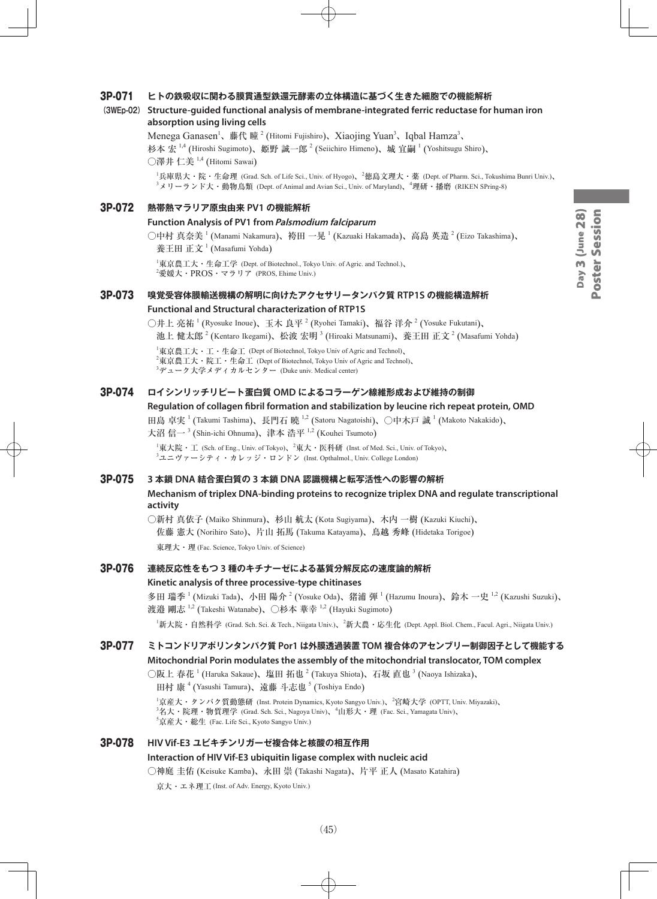## 3P-071 ヒトの鉄吸収に関わる膜貫通型鉄還元酵素の立体構造に基づく生きた細胞での機能解析

**(3WEp-02) Structure-guided functional analysis of membrane-integrated ferric reductase for human iron absorption using living cells**

Menega Ganasen[1]、藤代 瞳[2] (Hitomi Fujishiro)、Xiaojing Yuan[3]、Iqbal Hamza[3]、杉本 宏[1,4] (Hiroshi Sugimoto)、姫野 誠一郎[2] (Seiichiro Himeno)、城 宜嗣[1] (Yoshitsugu Shiro)、○澤井 仁美[1,4] (Hitomi Sawai)

[1]兵庫県大・院・生命理 (Grad. Sch. of Life Sci., Univ. of Hyogo)、[2]徳島文理大・薬 (Dept. of Pharm. Sci., Tokushima Bunri Univ.)、[3]メリーランド大・動物鳥類 (Dept. of Animal and Avian Sci., Univ. of Maryland)、[4]理研・播磨 (RIKEN SPring-8)

## 3P-072 熱帯熱マラリア原虫由来 PV1 の機能解析

**Function Analysis of PV1 from *Palsmodium falciparum***

○中村 真奈美[1] (Manami Nakamura)、袴田 一晃[1] (Kazuaki Hakamada)、高島 英造[2] (Eizo Takashima)、養王田 正文[1] (Masafumi Yohda)

[1]東京農工大・生命工学 (Dept. of Biotechnol., Tokyo Univ. of Agric. and Technol.)、[2]愛媛大・PROS・マラリア (PROS, Ehime Univ.)

## 3P-073 嗅覚受容体膜輸送機構の解明に向けたアクセサリータンパク質 RTP1S の機能構造解析

**Functional and Structural characterization of RTP1S**

○井上 亮祐[1] (Ryosuke Inoue)、玉木 良平[2] (Ryohei Tamaki)、福谷 洋介[2] (Yosuke Fukutani)、池上 健太郎[2] (Kentaro Ikegami)、松波 宏明[3] (Hiroaki Matsunami)、養王田 正文[2] (Masafumi Yohda)

[1]東京農工大・工・生命工 (Dept of Biotechnol, Tokyo Univ of Agric and Technol)、[2]東京農工大・院工・生命工 (Dept of Biotechnol, Tokyo Univ of Agric and Technol)、[3]デューク大学メディカルセンター (Duke univ. Medical center)

## 3P-074 ロイシンリッチリピート蛋白質 OMD によるコラーゲン線維形成および維持の制御

**Regulation of collagen fibril formation and stabilization by leucine rich repeat protein, OMD**

田島 卓実[1] (Takumi Tashima)、長門石 曉[1,2] (Satoru Nagatoishi)、○中木戸 誠[1] (Makoto Nakakido)、大沼 信一[3] (Shin-ichi Ohnuma)、津本 浩平[1,2] (Kouhei Tsumoto)

[1]東大院・工 (Sch. of Eng., Univ. of Tokyo)、[2]東大・医科研 (Inst. of Med. Sci., Univ. of Tokyo)、[3]ユニヴァーシティ・カレッジ・ロンドン (Inst. Opthalmol., Univ. College London)

## 3P-075 3 本鎖 DNA 結合蛋白質の 3 本鎖 DNA 認識機構と転写活性への影響の解析

**Mechanism of triplex DNA-binding proteins to recognize triplex DNA and regulate transcriptional activity**

○新村 真依子 (Maiko Shinmura)、杉山 航太 (Kota Sugiyama)、木内 一樹 (Kazuki Kiuchi)、佐藤 憲大 (Norihiro Sato)、片山 拓馬 (Takuma Katayama)、鳥越 秀峰 (Hidetaka Torigoe)

東理大・理 (Fac. Science, Tokyo Univ. of Science)

## 3P-076 連続反応性をもつ 3 種のキチナーゼによる基質分解反応の速度論的解析

**Kinetic analysis of three processive-type chitinases**

多田 瑞季[1] (Mizuki Tada)、小田 陽介[2] (Yosuke Oda)、猪浦 弾[1] (Hazumu Inoura)、鈴木 一史[1,2] (Kazushi Suzuki)、渡邉 剛志[1,2] (Takeshi Watanabe)、○杉本 華幸[1,2] (Hayuki Sugimoto)

[1]新大院・自然科学 (Grad. Sch. Sci. & Tech., Niigata Univ.)、[2]新大農・応生化 (Dept. Appl. Biol. Chem., Facul. Agri., Niigata Univ.)

## 3P-077 ミトコンドリアポリンタンパク質 Por1 は外膜透過装置 TOM 複合体のアセンブリー制御因子として機能する

**Mitochondrial Porin modulates the assembly of the mitochondrial translocator, TOM complex**

○阪上 春花[1] (Haruka Sakaue)、塩田 拓也[2] (Takuya Shiota)、石坂 直也[3] (Naoya Ishizaka)、田村 康[4] (Yasushi Tamura)、遠藤 斗志也[5] (Toshiya Endo)

[1]京産大・タンパク質動態研 (Inst. Protein Dynamics, Kyoto Sangyo Univ.)、[2]宮崎大学 (OPTT, Univ. Miyazaki)、[3]名大・院理・物質理学 (Grad. Sch. Sci., Nagoya Univ)、[4]山形大・理 (Fac. Sci., Yamagata Univ)、[5]京産大・総生 (Fac. Life Sci., Kyoto Sangyo Univ.)

## 3P-078 HIV Vif-E3 ユビキチンリガーゼ複合体と核酸の相互作用

**Interaction of HIV Vif-E3 ubiquitin ligase complex with nucleic acid**

○神庭 圭佑 (Keisuke Kamba)、永田 崇 (Takashi Nagata)、片平 正人 (Masato Katahira)

京大・エネ理工 (Inst. of Adv. Energy, Kyoto Univ.)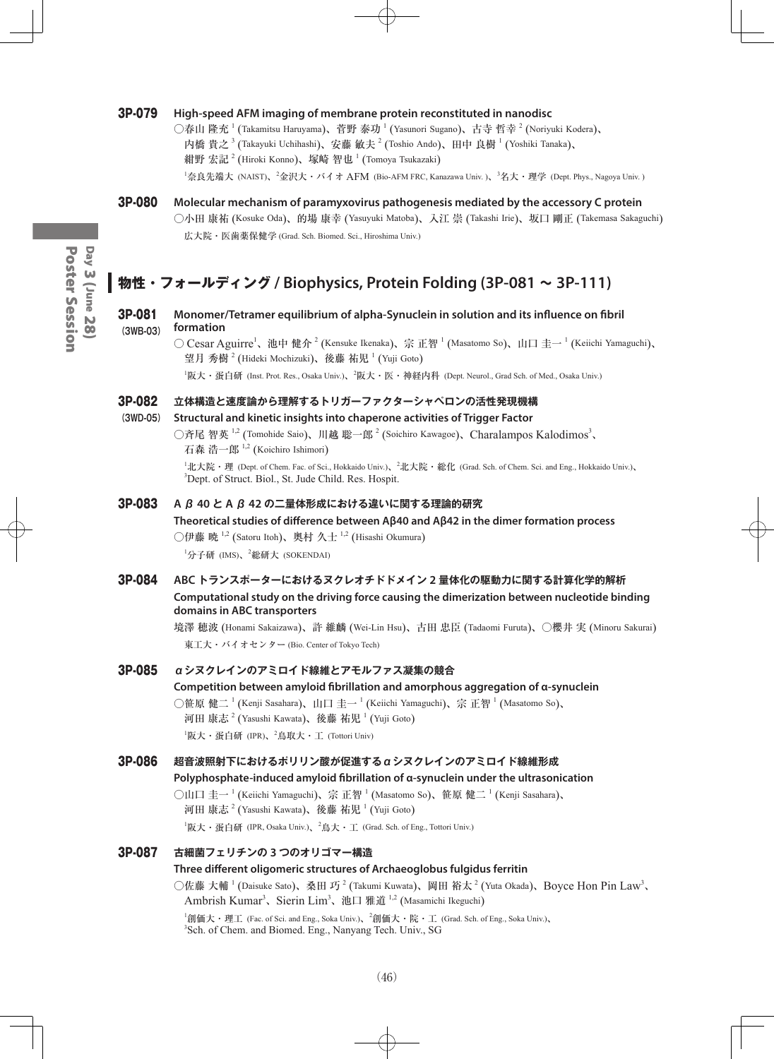**3P-079** **High-speed AFM imaging of membrane protein reconstituted in nanodisc**

○春山 隆充[1] (Takamitsu Haruyama)、菅野 泰功[1] (Yasunori Sugano)、古寺 哲幸[2] (Noriyuki Kodera)、内橋 貴之[3] (Takayuki Uchihashi)、安藤 敏夫[2] (Toshio Ando)、田中 良樹[1] (Yoshiki Tanaka)、紺野 宏記[2] (Hiroki Konno)、塚崎 智也[1] (Tomoya Tsukazaki)

[1]奈良先端大 (NAIST)、[2]金沢大・バイオ AFM (Bio-AFM FRC, Kanazawa Univ. )、[3]名大・理学 (Dept. Phys., Nagoya Univ. )

**3P-080** **Molecular mechanism of paramyxovirus pathogenesis mediated by the accessory C protein**

○小田 康祐 (Kosuke Oda)、的場 康幸 (Yasuyuki Matoba)、入江 崇 (Takashi Irie)、坂口 剛正 (Takemasa Sakaguchi)

広大院・医歯薬保健学 (Grad. Sch. Biomed. Sci., Hiroshima Univ.)

## 物性・フォールディング / Biophysics, Protein Folding (3P-081 ～ 3P-111)

**3P-081 (3WB-03)** **Monomer/Tetramer equilibrium of alpha-Synuclein in solution and its influence on fibril formation**

○ Cesar Aguirre[1]、池中 健介[2] (Kensuke Ikenaka)、宗 正智[1] (Masatomo So)、山口 圭一[1] (Keiichi Yamaguchi)、望月 秀樹[2] (Hideki Mochizuki)、後藤 祐児[1] (Yuji Goto)

[1]阪大・蛋白研 (Inst. Prot. Res., Osaka Univ.)、[2]阪大・医・神経内科 (Dept. Neurol., Grad Sch. of Med., Osaka Univ.)

**3P-082 (3WD-05)** **立体構造と速度論から理解するトリガーファクターシャペロンの活性発現機構**

**Structural and kinetic insights into chaperone activities of Trigger Factor**

○斉尾 智英[1,2] (Tomohide Saio)、川越 聡一郎[2] (Soichiro Kawagoe)、Charalampos Kalodimos[3]、石森 浩一郎[1,2] (Koichiro Ishimori)

[1]北大院・理 (Dept. of Chem. Fac. of Sci., Hokkaido Univ.)、[2]北大院・総化 (Grad. Sch. of Chem. Sci. and Eng., Hokkaido Univ.)、[3]Dept. of Struct. Biol., St. Jude Child. Res. Hospit.

**3P-083** **Aβ40 と Aβ42 の二量体形成における違いに関する理論的研究**

**Theoretical studies of difference between Aβ40 and Aβ42 in the dimer formation process**

○伊藤 暁[1,2] (Satoru Itoh)、奥村 久士[1,2] (Hisashi Okumura)

[1]分子研 (IMS)、[2]総研大 (SOKENDAI)

**3P-084** **ABC トランスポーターにおけるヌクレオチドドメイン 2 量体化の駆動力に関する計算化学的解析**

**Computational study on the driving force causing the dimerization between nucleotide binding domains in ABC transporters**

境澤 穂波 (Honami Sakaizawa)、許 維麟 (Wei-Lin Hsu)、古田 忠臣 (Tadaomi Furuta)、○櫻井 実 (Minoru Sakurai)

東工大・バイオセンター (Bio. Center of Tokyo Tech)

**3P-085** **αシヌクレインのアミロイド線維とアモルファス凝集の競合**

**Competition between amyloid fibrillation and amorphous aggregation of α-synuclein**

○笹原 健二[1] (Kenji Sasahara)、山口 圭一[1] (Keiichi Yamaguchi)、宗 正智[1] (Masatomo So)、河田 康志[2] (Yasushi Kawata)、後藤 祐児[1] (Yuji Goto)

[1]阪大・蛋白研 (IPR)、[2]鳥取大・工 (Tottori Univ)

**3P-086** **超音波照射下におけるポリリン酸が促進するαシヌクレインのアミロイド線維形成**

**Polyphosphate-induced amyloid fibrillation of α-synuclein under the ultrasonication**

○山口 圭一[1] (Keiichi Yamaguchi)、宗 正智[1] (Masatomo So)、笹原 健二[1] (Kenji Sasahara)、河田 康志[2] (Yasushi Kawata)、後藤 祐児[1] (Yuji Goto)

[1]阪大・蛋白研 (IPR, Osaka Univ.)、[2]鳥大・工 (Grad. Sch. of Eng., Tottori Univ.)

**3P-087** **古細菌フェリチンの 3 つのオリゴマー構造**

**Three different oligomeric structures of Archaeoglobus fulgidus ferritin**

○佐藤 大輔[1] (Daisuke Sato)、桑田 巧[2] (Takumi Kuwata)、岡田 裕太[2] (Yuta Okada)、Boyce Hon Pin Law[3]、Ambrish Kumar[3]、Sierin Lim[3]、池口 雅道[1,2] (Masamichi Ikeguchi)

[1]創価大・理工 (Fac. of Sci. and Eng., Soka Univ.)、[2]創価大・院・工 (Grad. Sch. of Eng., Soka Univ.)、[3]Sch. of Chem. and Biomed. Eng., Nanyang Tech. Univ., SG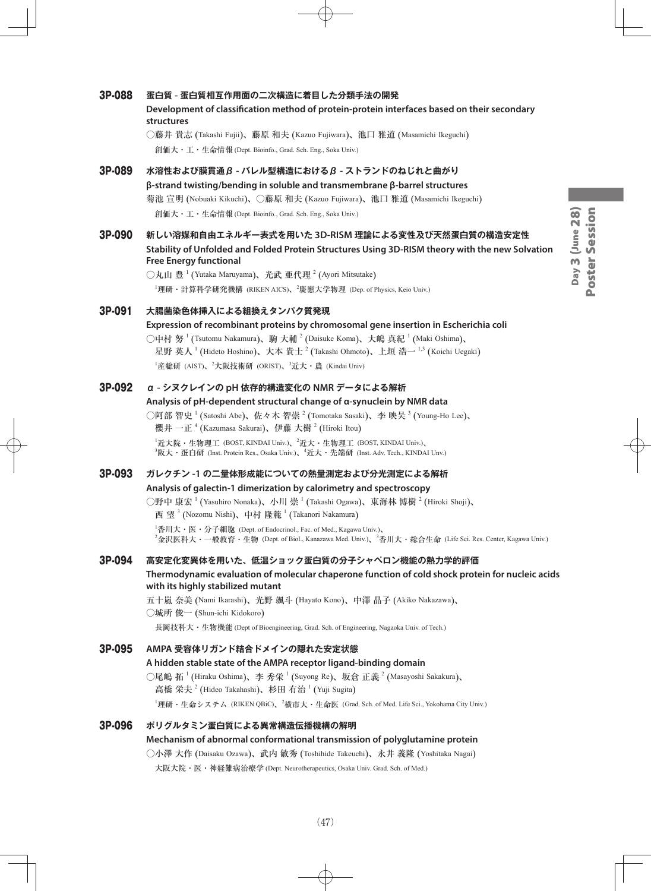### 3P-088 蛋白質 - 蛋白質相互作用面の二次構造に着目した分類手法の開発

**Development of classification method of protein-protein interfaces based on their secondary structures**

○藤井 貴志 (Takashi Fujii)、藤原 和夫 (Kazuo Fujiwara)、池口 雅道 (Masamichi Ikeguchi)

創価大・工・生命情報 (Dept. Bioinfo., Grad. Sch. Eng., Soka Univ.)

### 3P-089 水溶性および膜貫通β - バレル型構造におけるβ - ストランドのねじれと曲がり

**β-strand twisting/bending in soluble and transmembrane β-barrel structures**

菊池 宣明 (Nobuaki Kikuchi)、○藤原 和夫 (Kazuo Fujiwara)、池口 雅道 (Masamichi Ikeguchi)

創価大・工・生命情報 (Dept. Bioinfo., Grad. Sch. Eng., Soka Univ.)

### 3P-090 新しい溶媒和自由エネルギー表式を用いた 3D-RISM 理論による変性及び天然蛋白質の構造安定性

**Stability of Unfolded and Folded Protein Structures Using 3D-RISM theory with the new Solvation Free Energy functional**

○丸山 豊 [1] (Yutaka Maruyama)、光武 亜代理 [2] (Ayori Mitsutake)

[1]理研・計算科学研究機構 (RIKEN AICS)、[2]慶應大学物理 (Dep. of Physics, Keio Univ.)

### 3P-091 大腸菌染色体挿入による組換えタンパク質発現

**Expression of recombinant proteins by chromosomal gene insertion in Escherichia coli**

○中村 努 [1] (Tsutomu Nakamura)、駒 大輔 [2] (Daisuke Koma)、大嶋 真紀 [1] (Maki Oshima)、星野 英人 [1] (Hideto Hoshino)、大本 貴士 [2] (Takashi Ohmoto)、上垣 浩一 [1,3] (Koichi Uegaki)

[1]産総研 (AIST)、[2]大阪技術研 (ORIST)、[3]近大・農 (Kindai Univ)

### 3P-092 α - シヌクレインの pH 依存的構造変化の NMR データによる解析

**Analysis of pH-dependent structural change of α-synuclein by NMR data**

○阿部 智史 [1] (Satoshi Abe)、佐々木 智崇 [2] (Tomotaka Sasaki)、李 映昊 [3] (Young-Ho Lee)、櫻井 一正 [4] (Kazumasa Sakurai)、伊藤 大樹 [2] (Hiroki Itou)

[1]近大院・生物理工 (BOST, KINDAI Univ.)、[2]近大・生物理工 (BOST, KINDAI Univ.)、[3]阪大・蛋白研 (Inst. Protein Res., Osaka Univ.)、[4]近大・先端研 (Inst. Adv. Tech., KINDAI Unv.)

### 3P-093 ガレクチン -1 の二量体形成能についての熱量測定および分光測定による解析

**Analysis of galectin-1 dimerization by calorimetry and spectroscopy**

○野中 康宏 [1] (Yasuhiro Nonaka)、小川 崇 [1] (Takashi Ogawa)、東海林 博樹 [2] (Hiroki Shoji)、西 望 [3] (Nozomu Nishi)、中村 隆範 [1] (Takanori Nakamura)

[1]香川大・医・分子細胞 (Dept. of Endocrinol., Fac. of Med., Kagawa Univ.)、[2]金沢医科大・一般教育・生物 (Dept. of Biol., Kanazawa Med. Univ.)、[3]香川大・総合生命 (Life Sci. Res. Center, Kagawa Univ.)

### 3P-094 高安定化変異体を用いた、低温ショック蛋白質の分子シャペロン機能の熱力学的評価

**Thermodynamic evaluation of molecular chaperone function of cold shock protein for nucleic acids with its highly stabilized mutant**

五十嵐 奈美 (Nami Ikarashi)、光野 颯斗 (Hayato Kono)、中澤 晶子 (Akiko Nakazawa)、○城所 俊一 (Shun-ichi Kidokoro)

長岡技科大・生物機能 (Dept of Bioengineering, Grad. Sch. of Engineering, Nagaoka Univ. of Tech.)

### 3P-095 AMPA 受容体リガンド結合ドメインの隠れた安定状態

**A hidden stable state of the AMPA receptor ligand-binding domain**

○尾嶋 拓 [1] (Hiraku Oshima)、李 秀栄 [1] (Suyong Re)、坂倉 正義 [2] (Masayoshi Sakakura)、高橋 栄夫 [2] (Hideo Takahashi)、杉田 有治 [1] (Yuji Sugita)

[1]理研・生命システム (RIKEN QBiC)、[2]横市大・生命医 (Grad. Sch. of Med. Life Sci., Yokohama City Univ.)

### 3P-096 ポリグルタミン蛋白質による異常構造伝播機構の解明

**Mechanism of abnormal conformational transmission of polyglutamine protein**

○小澤 大作 (Daisaku Ozawa)、武内 敏秀 (Toshihide Takeuchi)、永井 義隆 (Yoshitaka Nagai)

大阪大院・医・神経難病治療学 (Dept. Neurotherapeutics, Osaka Univ. Grad. Sch. of Med.)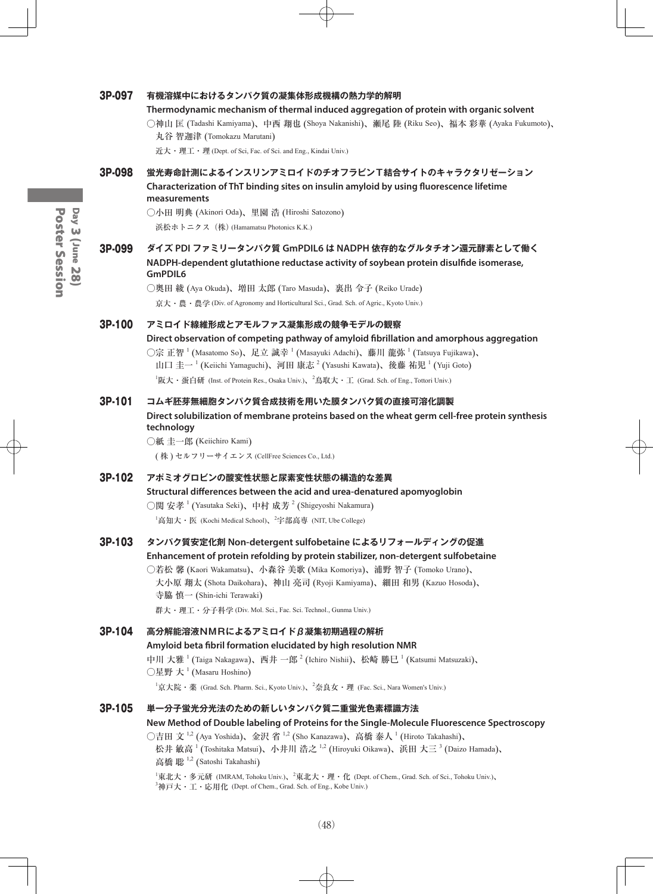## 3P-097 有機溶媒中におけるタンパク質の凝集体形成機構の熱力学的解明

**Thermodynamic mechanism of thermal induced aggregation of protein with organic solvent**

○神山 匡 (Tadashi Kamiyama)、中西 翔也 (Shoya Nakanishi)、瀬尾 陸 (Riku Seo)、福本 彩華 (Ayaka Fukumoto)、丸谷 智迦津 (Tomokazu Marutani)

近大・理工・理 (Dept. of Sci, Fac. of Sci. and Eng., Kindai Univ.)

## 3P-098 蛍光寿命計測によるインスリンアミロイドのチオフラビンＴ結合サイトのキャラクタリゼーション

**Characterization of ThT binding sites on insulin amyloid by using fluorescence lifetime measurements**

○小田 明典 (Akinori Oda)、里園 浩 (Hiroshi Satozono)

浜松ホトニクス（株）(Hamamatsu Photonics K.K.)

## 3P-099 ダイズ PDI ファミリータンパク質 GmPDIL6 は NADPH 依存的なグルタチオン還元酵素として働く

**NADPH-dependent glutathione reductase activity of soybean protein disulfide isomerase, GmPDIL6**

○奥田 綾 (Aya Okuda)、増田 太郎 (Taro Masuda)、裏出 令子 (Reiko Urade)

京大・農・農学 (Div. of Agronomy and Horticultural Sci., Grad. Sch. of Agric., Kyoto Univ.)

## 3P-100 アミロイド線維形成とアモルファス凝集形成の競争モデルの観察

**Direct observation of competing pathway of amyloid fibrillation and amorphous aggregation**

○宗 正智 [1] (Masatomo So)、足立 誠幸 [1] (Masayuki Adachi)、藤川 龍弥 [1] (Tatsuya Fujikawa)、山口 圭一 [1] (Keiichi Yamaguchi)、河田 康志 [2] (Yasushi Kawata)、後藤 祐児 [1] (Yuji Goto)

[1]阪大・蛋白研 (Inst. of Protein Res., Osaka Univ.)、[2]鳥取大・工 (Grad. Sch. of Eng., Tottori Univ.)

## 3P-101 コムギ胚芽無細胞タンパク質合成技術を用いた膜タンパク質の直接可溶化調製

**Direct solubilization of membrane proteins based on the wheat germ cell-free protein synthesis technology**

○紙 圭一郎 (Keiichiro Kami)

(株) セルフリーサイエンス (CellFree Sciences Co., Ltd.)

## 3P-102 アポミオグロビンの酸変性状態と尿素変性状態の構造的な差異

**Structural differences between the acid and urea-denatured apomyoglobin**

○関 安孝 [1] (Yasutaka Seki)、中村 成芳 [2] (Shigeyoshi Nakamura)

[1]高知大・医 (Kochi Medical School)、[2]宇部高専 (NIT, Ube College)

## 3P-103 タンパク質安定化剤 Non-detergent sulfobetaine によるリフォールディングの促進

**Enhancement of protein refolding by protein stabilizer, non-detergent sulfobetaine**

○若松 馨 (Kaori Wakamatsu)、小森谷 美歌 (Mika Komoriya)、浦野 智子 (Tomoko Urano)、大小原 翔太 (Shota Daikohara)、神山 亮司 (Ryoji Kamiyama)、細田 和男 (Kazuo Hosoda)、寺脇 慎一 (Shin-ichi Terawaki)

群大・理工・分子科学 (Div. Mol. Sci., Fac. Sci. Technol., Gunma Univ.)

## 3P-104 高分解能溶液ＮＭＲによるアミロイドβ凝集初期過程の解析

**Amyloid beta fibril formation elucidated by high resolution NMR**

中川 大雅 [1] (Taiga Nakagawa)、西井 一郎 [2] (Ichiro Nishii)、松崎 勝巳 [1] (Katsumi Matsuzaki)、○星野 大 [1] (Masaru Hoshino)

[1]京大院・薬 (Grad. Sch. Pharm. Sci., Kyoto Univ.)、[2]奈良女・理 (Fac. Sci., Nara Women's Univ.)

## 3P-105 単一分子蛍光分光法のための新しいタンパク質二重蛍光色素標識方法

**New Method of Double labeling of Proteins for the Single-Molecule Fluorescence Spectroscopy**

○吉田 文 [1,2] (Aya Yoshida)、金沢 省 [1,2] (Sho Kanazawa)、高橋 泰人 [1] (Hiroto Takahashi)、松井 敏高 [1] (Toshitaka Matsui)、小井川 浩之 [1,2] (Hiroyuki Oikawa)、浜田 大三 [3] (Daizo Hamada)、高橋 聡 [1,2] (Satoshi Takahashi)

[1]東北大・多元研 (IMRAM, Tohoku Univ.)、[2]東北大・理・化 (Dept. of Chem., Grad. Sch. of Sci., Tohoku Univ.)、[3]神戸大・工・応用化 (Dept. of Chem., Grad. Sch. of Eng., Kobe Univ.)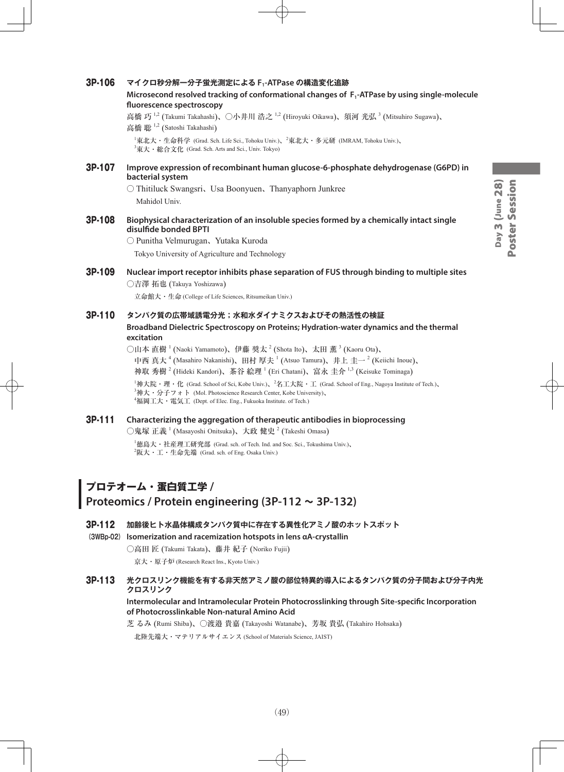**3P-106** **マイクロ秒分解一分子蛍光測定による $F_1$-ATPase の構造変化追跡**

**Microsecond resolved tracking of conformational changes of $F_1$-ATPase by using single-molecule fluorescence spectroscopy**

高橋 巧[1,2] (Takumi Takahashi)、○小井川 浩之[1,2] (Hiroyuki Oikawa)、須河 光弘[3] (Mitsuhiro Sugawa)、高橋 聡[1,2] (Satoshi Takahashi)

[1]東北大・生命科学 (Grad. Sch. Life Sci., Tohoku Univ.)、[2]東北大・多元研 (IMRAM, Tohoku Univ.)、[3]東大・総合文化 (Grad. Sch. Arts and Sci., Univ. Tokyo)

**3P-107** **Improve expression of recombinant human glucose-6-phosphate dehydrogenase (G6PD) in bacterial system**

○ Thitiluck Swangsri、Usa Boonyuen、Thanyaphorn Junkree

Mahidol Univ.

**3P-108** **Biophysical characterization of an insoluble species formed by a chemically intact single disulfide bonded BPTI**

○ Punitha Velmurugan、Yutaka Kuroda

Tokyo University of Agriculture and Technology

**3P-109** **Nuclear import receptor inhibits phase separation of FUS through binding to multiple sites**

○吉澤 拓也 (Takuya Yoshizawa)

立命館大・生命 (College of Life Sciences, Ritsumeikan Univ.)

**3P-110** **タンパク質の広帯域誘電分光；水和水ダイナミクスおよびその熱活性の検証**

**Broadband Dielectric Spectroscopy on Proteins; Hydration-water dynamics and the thermal excitation**

○山本 直樹[1] (Naoki Yamamoto)、伊藤 奨太[2] (Shota Ito)、太田 薫[3] (Kaoru Ota)、中西 真大[4] (Masahiro Nakanishi)、田村 厚夫[1] (Atsuo Tamura)、井上 圭一[2] (Keiichi Inoue)、神取 秀樹[2] (Hideki Kandori)、茶谷 絵理[1] (Eri Chatani)、富永 圭介[1,3] (Keisuke Tominaga)

[1]神大院・理・化 (Grad. School of Sci, Kobe Univ.)、[2]名工大院・工 (Grad. School of Eng., Nagoya Institute of Tech.)、[3]神大・分子フォト (Mol. Photoscience Research Center, Kobe University)、[4]福岡工大・電気工 (Dept. of Elec. Eng., Fukuoka Institute. of Tech.)

**3P-111** **Characterizing the aggregation of therapeutic antibodies in bioprocessing**

○鬼塚 正義[1] (Masayoshi Onitsuka)、大政 健史[2] (Takeshi Omasa)

[1]徳島大・社産理工研究部 (Grad. sch. of Tech. Ind. and Soc. Sci., Tokushima Univ.)、[2]阪大・工・生命先端 (Grad. sch. of Eng. Osaka Univ.)

## プロテオーム・蛋白質工学 / Proteomics / Protein engineering (3P-112 ～ 3P-132)

**3P-112** (3WBp-02) **加齢後ヒト水晶体構成タンパク質中に存在する異性化アミノ酸のホットスポット**

**Isomerization and racemization hotspots in lens αA-crystallin**

○高田 匠 (Takumi Takata)、藤井 紀子 (Noriko Fujii)

京大・原子炉 (Research React Ins., Kyoto Univ.)

**3P-113** **光クロスリンク機能を有する非天然アミノ酸の部位特異的導入によるタンパク質の分子間および分子内光クロスリンク**

**Intermolecular and Intramolecular Protein Photocrosslinking through Site-specific Incorporation of Photocrosslinkable Non-natural Amino Acid**

芝 るみ (Rumi Shiba)、○渡邉 貴嘉 (Takayoshi Watanabe)、芳坂 貴弘 (Takahiro Hohsaka)

北陸先端大・マテリアルサイエンス (School of Materials Science, JAIST)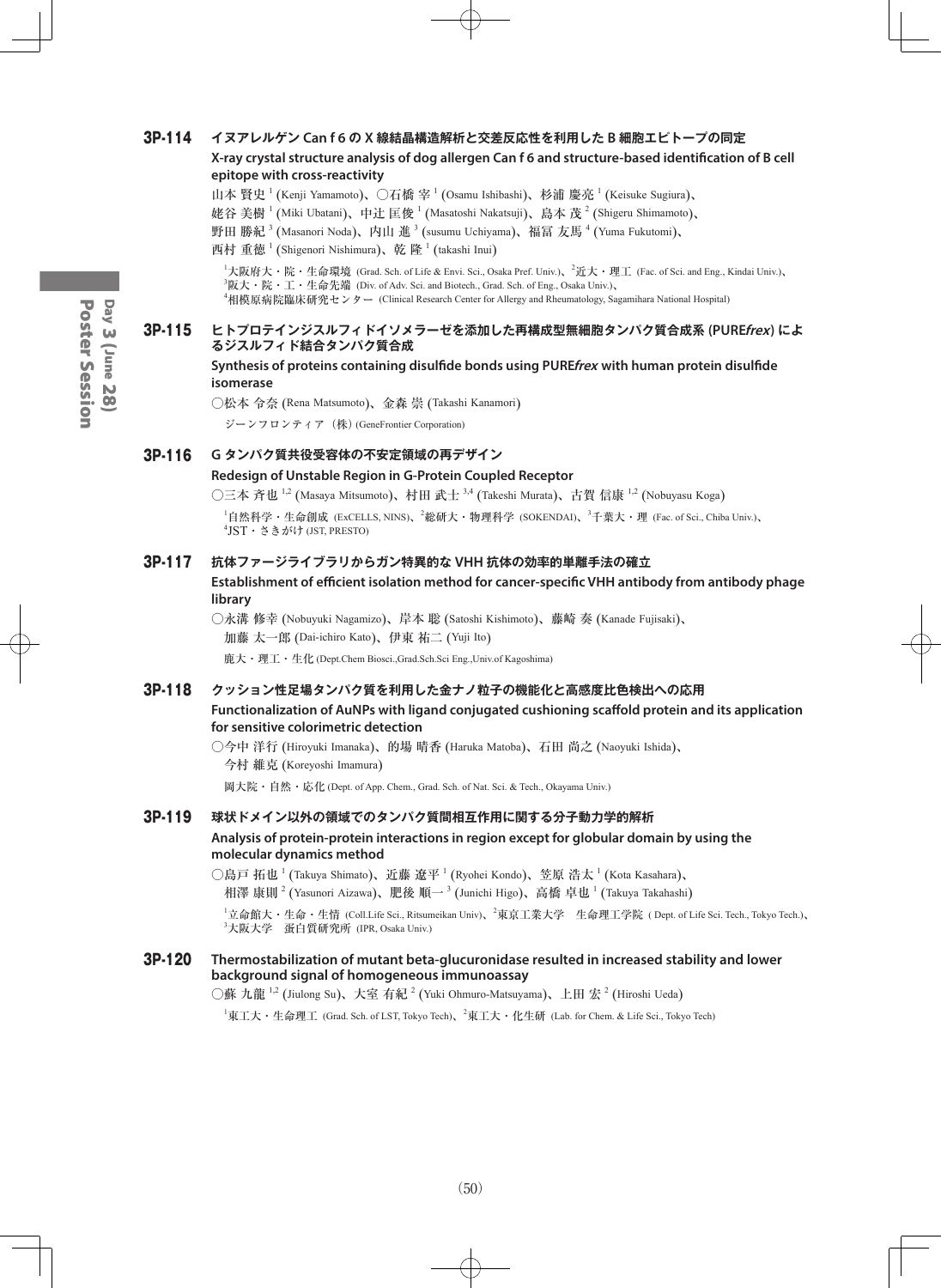## 3P-114 イヌアレルゲン Can f 6 の X 線結晶構造解析と交差反応性を利用した B 細胞エピトープの同定

**X-ray crystal structure analysis of dog allergen Can f 6 and structure-based identification of B cell epitope with cross-reactivity**

山本 賢史[1] (Kenji Yamamoto)、○石橋 宰[1] (Osamu Ishibashi)、杉浦 慶亮[1] (Keisuke Sugiura)、姥谷 美樹[1] (Miki Ubatani)、中辻 匡俊[1] (Masatoshi Nakatsuji)、島本 茂[2] (Shigeru Shimamoto)、野田 勝紀[3] (Masanori Noda)、内山 進[3] (susumu Uchiyama)、福冨 友馬[4] (Yuma Fukutomi)、西村 重徳[1] (Shigenori Nishimura)、乾 隆[1] (takashi Inui)

[1]大阪府大・院・生命環境 (Grad. Sch. of Life & Envi. Sci., Osaka Pref. Univ.)、[2]近大・理工 (Fac. of Sci. and Eng., Kindai Univ.)、[3]阪大・院・工・生命先端 (Div. of Adv. Sci. and Biotech., Grad. Sch. of Eng., Osaka Univ.)、[4]相模原病院臨床研究センター (Clinical Research Center for Allergy and Rheumatology, Sagamihara National Hospital)

## 3P-115 ヒトプロテインジスルフィドイソメラーゼを添加した再構成型無細胞タンパク質合成系 (PURE*frex*) によるジスルフィド結合タンパク質合成

**Synthesis of proteins containing disulfide bonds using PURE*frex* with human protein disulfide isomerase**

○松本 令奈 (Rena Matsumoto)、金森 崇 (Takashi Kanamori)

ジーンフロンティア（株）(GeneFrontier Corporation)

## 3P-116 G タンパク質共役受容体の不安定領域の再デザイン

**Redesign of Unstable Region in G-Protein Coupled Receptor**

○三本 斉也[1,2] (Masaya Mitsumoto)、村田 武士[3,4] (Takeshi Murata)、古賀 信康[1,2] (Nobuyasu Koga)

[1]自然科学・生命創成 (ExCELLS, NINS)、[2]総研大・物理科学 (SOKENDAI)、[3]千葉大・理 (Fac. of Sci., Chiba Univ.)、[4]JST・さきがけ (JST, PRESTO)

## 3P-117 抗体ファージライブラリからガン特異的な VHH 抗体の効率的単離手法の確立

**Establishment of efficient isolation method for cancer-specific VHH antibody from antibody phage library**

○永溝 修幸 (Nobuyuki Nagamizo)、岸本 聡 (Satoshi Kishimoto)、藤崎 奏 (Kanade Fujisaki)、加藤 太一郎 (Dai-ichiro Kato)、伊東 祐二 (Yuji Ito)

鹿大・理工・生化 (Dept.Chem Biosci.,Grad.Sch.Sci Eng.,Univ.of Kagoshima)

## 3P-118 クッション性足場タンパク質を利用した金ナノ粒子の機能化と高感度比色検出への応用

**Functionalization of AuNPs with ligand conjugated cushioning scaffold protein and its application for sensitive colorimetric detection**

○今中 洋行 (Hiroyuki Imanaka)、的場 晴香 (Haruka Matoba)、石田 尚之 (Naoyuki Ishida)、今村 維克 (Koreyoshi Imamura)

岡大院・自然・応化 (Dept. of App. Chem., Grad. Sch. of Nat. Sci. & Tech., Okayama Univ.)

## 3P-119 球状ドメイン以外の領域でのタンパク質間相互作用に関する分子動力学的解析

**Analysis of protein-protein interactions in region except for globular domain by using the molecular dynamics method**

○島戸 拓也[1] (Takuya Shimato)、近藤 遼平[1] (Ryohei Kondo)、笠原 浩太[1] (Kota Kasahara)、相澤 康則[2] (Yasunori Aizawa)、肥後 順一[3] (Junichi Higo)、高橋 卓也[1] (Takuya Takahashi)

[1]立命館大・生命・生情 (Coll.Life Sci., Ritsumeikan Univ)、[2]東京工業大学　生命理工学院 ( Dept. of Life Sci. Tech., Tokyo Tech.)、[3]大阪大学　蛋白質研究所 (IPR, Osaka Univ.)

## 3P-120 Thermostabilization of mutant beta-glucuronidase resulted in increased stability and lower background signal of homogeneous immunoassay

○蘇 九龍[1,2] (Jiulong Su)、大室 有紀[2] (Yuki Ohmuro-Matsuyama)、上田 宏[2] (Hiroshi Ueda)

[1]東工大・生命理工 (Grad. Sch. of LST, Tokyo Tech)、[2]東工大・化生研 (Lab. for Chem. & Life Sci., Tokyo Tech)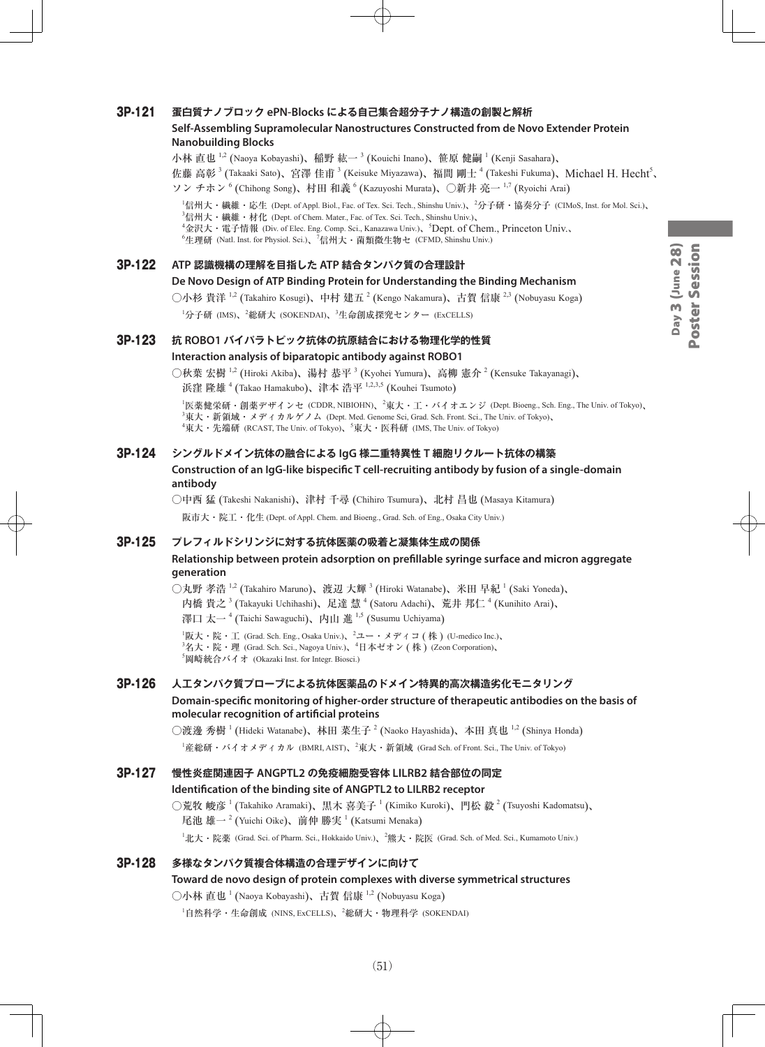## 3P-121 蛋白質ナノブロック ePN-Blocks による自己集合超分子ナノ構造の創製と解析

**Self-Assembling Supramolecular Nanostructures Constructed from de Novo Extender Protein Nanobuilding Blocks**

小林 直也[1,2] (Naoya Kobayashi)、稲野 紘一[3] (Kouichi Inano)、笹原 健嗣[1] (Kenji Sasahara)、佐藤 高彰[3] (Takaaki Sato)、宮澤 佳甫[3] (Keisuke Miyazawa)、福間 剛士[4] (Takeshi Fukuma)、Michael H. Hecht[5]、ソン チホン[6] (Chihong Song)、村田 和義[6] (Kazuyoshi Murata)、○新井 亮一[1,7] (Ryoichi Arai)

[1]信州大・繊維・応生 (Dept. of Appl. Biol., Fac. of Tex. Sci. Tech., Shinshu Univ.)、[2]分子研・協奏分子 (CIMoS, Inst. for Mol. Sci.)、[3]信州大・繊維・材化 (Dept. of Chem. Mater., Fac. of Tex. Sci. Tech., Shinshu Univ.)、[4]金沢大・電子情報 (Div. of Elec. Eng. Comp. Sci., Kanazawa Univ.)、[5]Dept. of Chem., Princeton Univ.、[6]生理研 (Natl. Inst. for Physiol. Sci.)、[7]信州大・菌類微生物セ (CFMD, Shinshu Univ.)

## 3P-122 ATP 認識機構の理解を目指した ATP 結合タンパク質の合理設計

**De Novo Design of ATP Binding Protein for Understanding the Binding Mechanism**

○小杉 貴洋[1,2] (Takahiro Kosugi)、中村 建五[2] (Kengo Nakamura)、古賀 信康[2,3] (Nobuyasu Koga)

[1]分子研 (IMS)、[2]総研大 (SOKENDAI)、[3]生命創成探究センター (ExCELLS)

## 3P-123 抗 ROBO1 バイパラトピック抗体の抗原結合における物理化学的性質

**Interaction analysis of biparatopic antibody against ROBO1**

○秋葉 宏樹[1,2] (Hiroki Akiba)、湯村 恭平[3] (Kyohei Yumura)、高柳 憲介[2] (Kensuke Takayanagi)、浜窪 隆雄[4] (Takao Hamakubo)、津本 浩平[1,2,3,5] (Kouhei Tsumoto)

[1]医薬健栄研・創薬デザインセ (CDDR, NIBIOHN)、[2]東大・工・バイオエンジ (Dept. Bioeng., Sch. Eng., The Univ. of Tokyo)、[3]東大・新領域・メディカルゲノム (Dept. Med. Genome Sci, Grad. Sch. Front. Sci., The Univ. of Tokyo)、[4]東大・先端研 (RCAST, The Univ. of Tokyo)、[5]東大・医科研 (IMS, The Univ. of Tokyo)

## 3P-124 シングルドメイン抗体の融合による IgG 様二重特異性 T 細胞リクルート抗体の構築

**Construction of an IgG-like bispecific T cell-recruiting antibody by fusion of a single-domain antibody**

○中西 猛 (Takeshi Nakanishi)、津村 千尋 (Chihiro Tsumura)、北村 昌也 (Masaya Kitamura)

阪市大・院工・化生 (Dept. of Appl. Chem. and Bioeng., Grad. Sch. of Eng., Osaka City Univ.)

## 3P-125 プレフィルドシリンジに対する抗体医薬の吸着と凝集体生成の関係

**Relationship between protein adsorption on prefillable syringe surface and micron aggregate generation**

○丸野 孝浩[1,2] (Takahiro Maruno)、渡辺 大輝[3] (Hiroki Watanabe)、米田 早紀[1] (Saki Yoneda)、内橋 貴之[3] (Takayuki Uchihashi)、足達 慧[4] (Satoru Adachi)、荒井 邦仁[4] (Kunihito Arai)、澤口 太一[4] (Taichi Sawaguchi)、内山 進[1,5] (Susumu Uchiyama)

[1]阪大・院・工 (Grad. Sch. Eng., Osaka Univ.)、[2]ユー・メディコ ( 株 ) (U-medico Inc.)、[3]名大・院・理 (Grad. Sch. Sci., Nagoya Univ.)、[4]日本ゼオン ( 株 ) (Zeon Corporation)、[5]岡崎統合バイオ (Okazaki Inst. for Integr. Biosci.)

## 3P-126 人工タンパク質プローブによる抗体医薬品のドメイン特異的高次構造劣化モニタリング

**Domain-specific monitoring of higher-order structure of therapeutic antibodies on the basis of molecular recognition of artificial proteins**

○渡邊 秀樹[1] (Hideki Watanabe)、林田 菜生子[2] (Naoko Hayashida)、本田 真也[1,2] (Shinya Honda)

[1]産総研・バイオメディカル (BMRI, AIST)、[2]東大・新領域 (Grad Sch. of Front. Sci., The Univ. of Tokyo)

## 3P-127 慢性炎症関連因子 ANGPTL2 の免疫細胞受容体 LILRB2 結合部位の同定

**Identification of the binding site of ANGPTL2 to LILRB2 receptor**

○荒牧 峻彦[1] (Takahiko Aramaki)、黒木 喜美子[1] (Kimiko Kuroki)、門松 毅[2] (Tsuyoshi Kadomatsu)、尾池 雄一[2] (Yuichi Oike)、前仲 勝実[1] (Katsumi Menaka)

[1]北大・院薬 (Grad. Sci. of Pharm. Sci., Hokkaido Univ.)、[2]熊大・院医 (Grad. Sch. of Med. Sci., Kumamoto Univ.)

## 3P-128 多様なタンパク質複合体構造の合理デザインに向けて

**Toward de novo design of protein complexes with diverse symmetrical structures**

○小林 直也[1] (Naoya Kobayashi)、古賀 信康[1,2] (Nobuyasu Koga)

[1]自然科学・生命創成 (NINS, ExCELLS)、[2]総研大・物理科学 (SOKENDAI)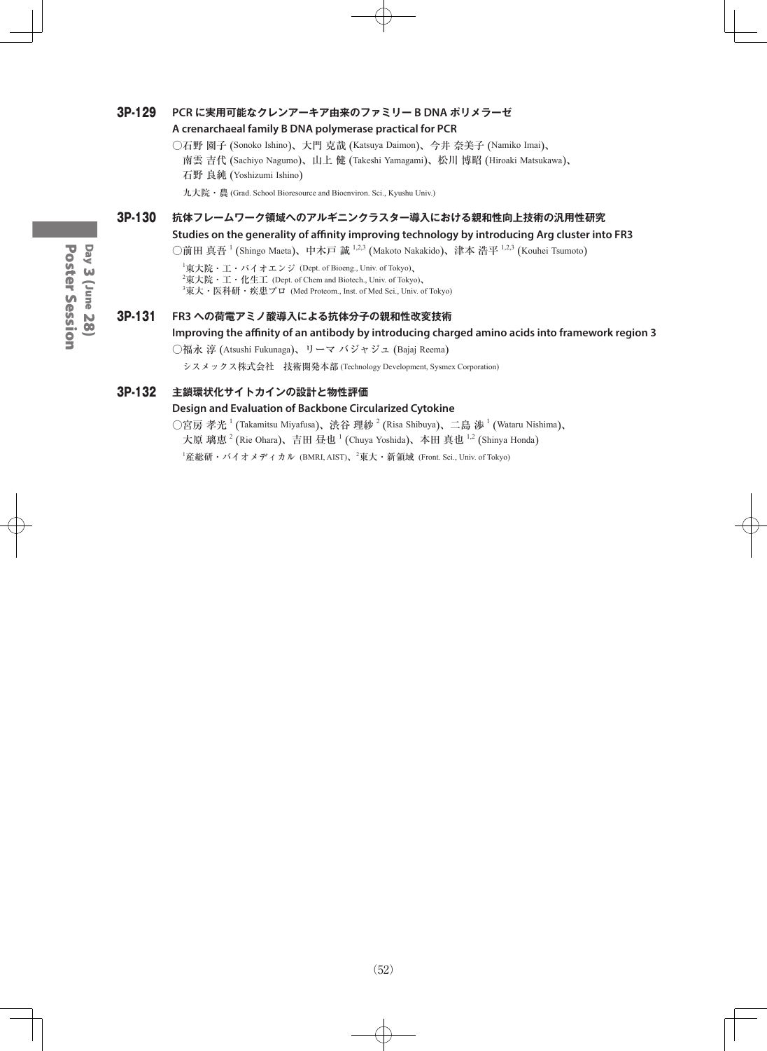### 3P-129 PCR に実用可能なクレンアーキア由来のファミリー B DNA ポリメラーゼ

**A crenarchaeal family B DNA polymerase practical for PCR**

○石野 園子 (Sonoko Ishino)、大門 克哉 (Katsuya Daimon)、今井 奈美子 (Namiko Imai)、南雲 吉代 (Sachiyo Nagumo)、山上 健 (Takeshi Yamagami)、松川 博昭 (Hiroaki Matsukawa)、石野 良純 (Yoshizumi Ishino)

九大院・農 (Grad. School Bioresource and Bioenviron. Sci., Kyushu Univ.)

### 3P-130 抗体フレームワーク領域へのアルギニンクラスター導入における親和性向上技術の汎用性研究

**Studies on the generality of affinity improving technology by introducing Arg cluster into FR3**

○前田 真吾 [1] (Shingo Maeta)、中木戸 誠 [1,2,3] (Makoto Nakakido)、津本 浩平 [1,2,3] (Kouhei Tsumoto)

[1]東大院・工・バイオエンジ (Dept. of Bioeng., Univ. of Tokyo)、
[2]東大院・工・化生工 (Dept. of Chem and Biotech., Univ. of Tokyo)、
[3]東大・医科研・疾患プロ (Med Proteom., Inst. of Med Sci., Univ. of Tokyo)

### 3P-131 FR3 への荷電アミノ酸導入による抗体分子の親和性改変技術

**Improving the affinity of an antibody by introducing charged amino acids into framework region 3**

○福永 淳 (Atsushi Fukunaga)、リーマ バジャジュ (Bajaj Reema)

シスメックス株式会社　技術開発本部 (Technology Development, Sysmex Corporation)

### 3P-132 主鎖環状化サイトカインの設計と物性評価

**Design and Evaluation of Backbone Circularized Cytokine**

○宮房 孝光 [1] (Takamitsu Miyafusa)、渋谷 理紗 [2] (Risa Shibuya)、二島 渉 [1] (Wataru Nishima)、大原 璃恵 [2] (Rie Ohara)、吉田 昼也 [1] (Chuya Yoshida)、本田 真也 [1,2] (Shinya Honda)

[1]産総研・バイオメディカル (BMRI, AIST)、[2]東大・新領域 (Front. Sci., Univ. of Tokyo)